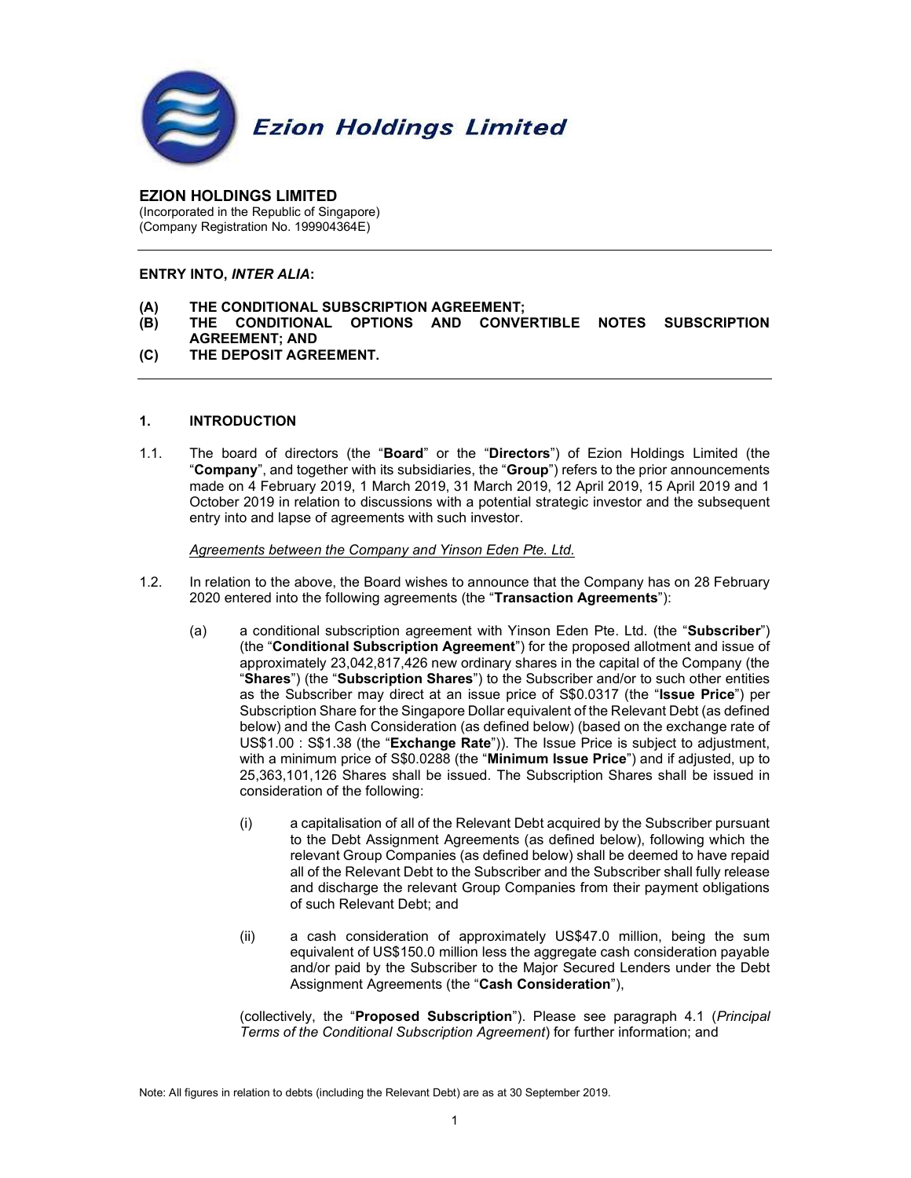Ezion Holdings Limited

**EZION HOLDINGS LIMITED**
(Incorporated in the Republic of Singapore)
(Company Registration No. 199904364E)

---

**ENTRY INTO, *INTER ALIA*:**

**(A) THE CONDITIONAL SUBSCRIPTION AGREEMENT;**
**(B) THE CONDITIONAL OPTIONS AND CONVERTIBLE NOTES SUBSCRIPTION AGREEMENT; AND**
**(C) THE DEPOSIT AGREEMENT.**

---

## 1. INTRODUCTION

1.1. The board of directors (the "**Board**" or the "**Directors**") of Ezion Holdings Limited (the "**Company**", and together with its subsidiaries, the "**Group**") refers to the prior announcements made on 4 February 2019, 1 March 2019, 31 March 2019, 12 April 2019, 15 April 2019 and 1 October 2019 in relation to discussions with a potential strategic investor and the subsequent entry into and lapse of agreements with such investor.

*Agreements between the Company and Yinson Eden Pte. Ltd.*

1.2. In relation to the above, the Board wishes to announce that the Company has on 28 February 2020 entered into the following agreements (the "**Transaction Agreements**"):

(a) a conditional subscription agreement with Yinson Eden Pte. Ltd. (the "**Subscriber**") (the "**Conditional Subscription Agreement**") for the proposed allotment and issue of approximately 23,042,817,426 new ordinary shares in the capital of the Company (the "**Shares**") (the "**Subscription Shares**") to the Subscriber and/or to such other entities as the Subscriber may direct at an issue price of S$0.0317 (the "**Issue Price**") per Subscription Share for the Singapore Dollar equivalent of the Relevant Debt (as defined below) and the Cash Consideration (as defined below) (based on the exchange rate of US$1.00 : S$1.38 (the "**Exchange Rate**")). The Issue Price is subject to adjustment, with a minimum price of S$0.0288 (the "**Minimum Issue Price**") and if adjusted, up to 25,363,101,126 Shares shall be issued. The Subscription Shares shall be issued in consideration of the following:

(i) a capitalisation of all of the Relevant Debt acquired by the Subscriber pursuant to the Debt Assignment Agreements (as defined below), following which the relevant Group Companies (as defined below) shall be deemed to have repaid all of the Relevant Debt to the Subscriber and the Subscriber shall fully release and discharge the relevant Group Companies from their payment obligations of such Relevant Debt; and

(ii) a cash consideration of approximately US$47.0 million, being the sum equivalent of US$150.0 million less the aggregate cash consideration payable and/or paid by the Subscriber to the Major Secured Lenders under the Debt Assignment Agreements (the "**Cash Consideration**"),

(collectively, the "**Proposed Subscription**"). Please see paragraph 4.1 (*Principal Terms of the Conditional Subscription Agreement*) for further information; and

Note: All figures in relation to debts (including the Relevant Debt) are as at 30 September 2019.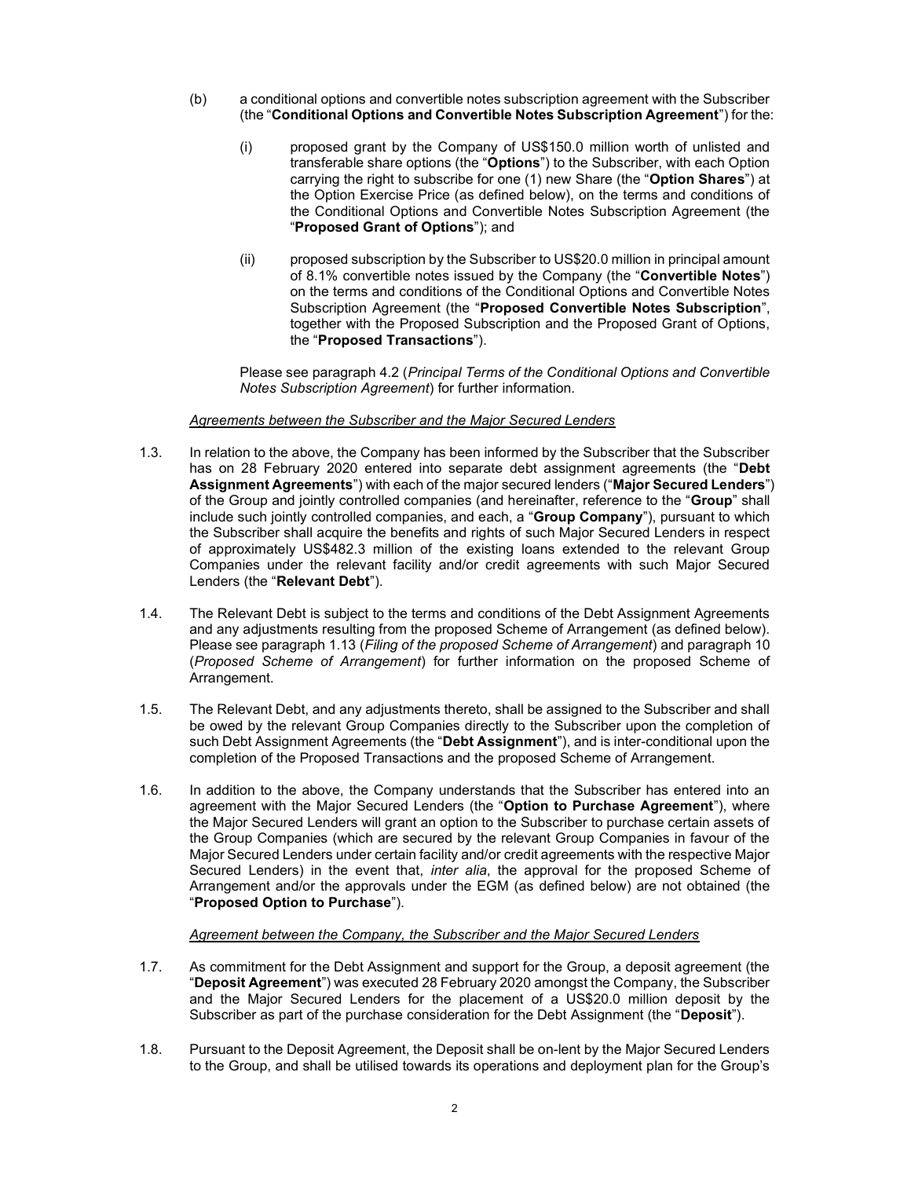(b) a conditional options and convertible notes subscription agreement with the Subscriber (the "**Conditional Options and Convertible Notes Subscription Agreement**") for the:

(i) proposed grant by the Company of US$150.0 million worth of unlisted and transferable share options (the "**Options**") to the Subscriber, with each Option carrying the right to subscribe for one (1) new Share (the "**Option Shares**") at the Option Exercise Price (as defined below), on the terms and conditions of the Conditional Options and Convertible Notes Subscription Agreement (the "**Proposed Grant of Options**"); and

(ii) proposed subscription by the Subscriber to US$20.0 million in principal amount of 8.1% convertible notes issued by the Company (the "**Convertible Notes**") on the terms and conditions of the Conditional Options and Convertible Notes Subscription Agreement (the "**Proposed Convertible Notes Subscription**", together with the Proposed Subscription and the Proposed Grant of Options, the "**Proposed Transactions**").

Please see paragraph 4.2 (*Principal Terms of the Conditional Options and Convertible Notes Subscription Agreement*) for further information.

*Agreements between the Subscriber and the Major Secured Lenders*

1.3. In relation to the above, the Company has been informed by the Subscriber that the Subscriber has on 28 February 2020 entered into separate debt assignment agreements (the "**Debt Assignment Agreements**") with each of the major secured lenders ("**Major Secured Lenders**") of the Group and jointly controlled companies (and hereinafter, reference to the "**Group**" shall include such jointly controlled companies, and each, a "**Group Company**"), pursuant to which the Subscriber shall acquire the benefits and rights of such Major Secured Lenders in respect of approximately US$482.3 million of the existing loans extended to the relevant Group Companies under the relevant facility and/or credit agreements with such Major Secured Lenders (the "**Relevant Debt**").

1.4. The Relevant Debt is subject to the terms and conditions of the Debt Assignment Agreements and any adjustments resulting from the proposed Scheme of Arrangement (as defined below). Please see paragraph 1.13 (*Filing of the proposed Scheme of Arrangement*) and paragraph 10 (*Proposed Scheme of Arrangement*) for further information on the proposed Scheme of Arrangement.

1.5. The Relevant Debt, and any adjustments thereto, shall be assigned to the Subscriber and shall be owed by the relevant Group Companies directly to the Subscriber upon the completion of such Debt Assignment Agreements (the "**Debt Assignment**"), and is inter-conditional upon the completion of the Proposed Transactions and the proposed Scheme of Arrangement.

1.6. In addition to the above, the Company understands that the Subscriber has entered into an agreement with the Major Secured Lenders (the "**Option to Purchase Agreement**"), where the Major Secured Lenders will grant an option to the Subscriber to purchase certain assets of the Group Companies (which are secured by the relevant Group Companies in favour of the Major Secured Lenders under certain facility and/or credit agreements with the respective Major Secured Lenders) in the event that, *inter alia*, the approval for the proposed Scheme of Arrangement and/or the approvals under the EGM (as defined below) are not obtained (the "**Proposed Option to Purchase**").

*Agreement between the Company, the Subscriber and the Major Secured Lenders*

1.7. As commitment for the Debt Assignment and support for the Group, a deposit agreement (the "**Deposit Agreement**") was executed 28 February 2020 amongst the Company, the Subscriber and the Major Secured Lenders for the placement of a US$20.0 million deposit by the Subscriber as part of the purchase consideration for the Debt Assignment (the "**Deposit**").

1.8. Pursuant to the Deposit Agreement, the Deposit shall be on-lent by the Major Secured Lenders to the Group, and shall be utilised towards its operations and deployment plan for the Group's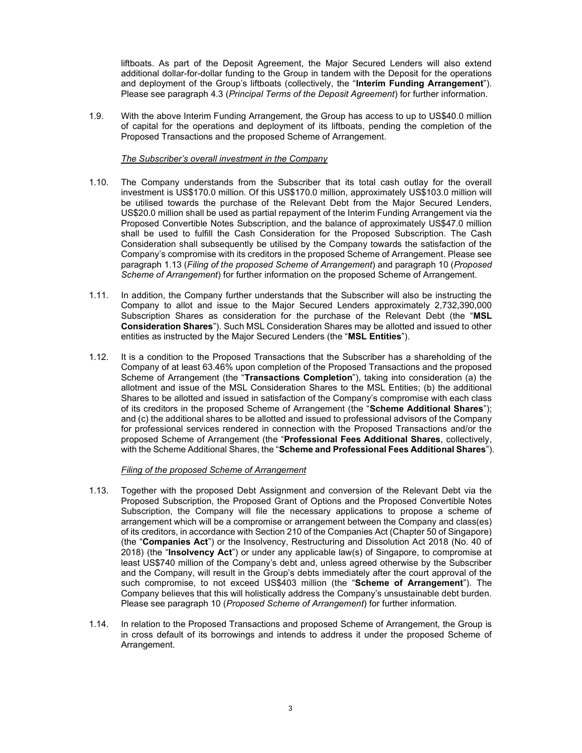liftboats. As part of the Deposit Agreement, the Major Secured Lenders will also extend additional dollar-for-dollar funding to the Group in tandem with the Deposit for the operations and deployment of the Group's liftboats (collectively, the "**Interim Funding Arrangement**"). Please see paragraph 4.3 (*Principal Terms of the Deposit Agreement*) for further information.

1.9. With the above Interim Funding Arrangement, the Group has access to up to US$40.0 million of capital for the operations and deployment of its liftboats, pending the completion of the Proposed Transactions and the proposed Scheme of Arrangement.

*The Subscriber's overall investment in the Company*

1.10. The Company understands from the Subscriber that its total cash outlay for the overall investment is US$170.0 million. Of this US$170.0 million, approximately US$103.0 million will be utilised towards the purchase of the Relevant Debt from the Major Secured Lenders, US$20.0 million shall be used as partial repayment of the Interim Funding Arrangement via the Proposed Convertible Notes Subscription, and the balance of approximately US$47.0 million shall be used to fulfill the Cash Consideration for the Proposed Subscription. The Cash Consideration shall subsequently be utilised by the Company towards the satisfaction of the Company's compromise with its creditors in the proposed Scheme of Arrangement. Please see paragraph 1.13 (*Filing of the proposed Scheme of Arrangement*) and paragraph 10 (*Proposed Scheme of Arrangement*) for further information on the proposed Scheme of Arrangement.

1.11. In addition, the Company further understands that the Subscriber will also be instructing the Company to allot and issue to the Major Secured Lenders approximately 2,732,390,000 Subscription Shares as consideration for the purchase of the Relevant Debt (the "**MSL Consideration Shares**"). Such MSL Consideration Shares may be allotted and issued to other entities as instructed by the Major Secured Lenders (the "**MSL Entities**").

1.12. It is a condition to the Proposed Transactions that the Subscriber has a shareholding of the Company of at least 63.46% upon completion of the Proposed Transactions and the proposed Scheme of Arrangement (the "**Transactions Completion**"), taking into consideration (a) the allotment and issue of the MSL Consideration Shares to the MSL Entities; (b) the additional Shares to be allotted and issued in satisfaction of the Company's compromise with each class of its creditors in the proposed Scheme of Arrangement (the "**Scheme Additional Shares**"); and (c) the additional shares to be allotted and issued to professional advisors of the Company for professional services rendered in connection with the Proposed Transactions and/or the proposed Scheme of Arrangement (the "**Professional Fees Additional Shares**, collectively, with the Scheme Additional Shares, the "**Scheme and Professional Fees Additional Shares**").

*Filing of the proposed Scheme of Arrangement*

1.13. Together with the proposed Debt Assignment and conversion of the Relevant Debt via the Proposed Subscription, the Proposed Grant of Options and the Proposed Convertible Notes Subscription, the Company will file the necessary applications to propose a scheme of arrangement which will be a compromise or arrangement between the Company and class(es) of its creditors, in accordance with Section 210 of the Companies Act (Chapter 50 of Singapore) (the "**Companies Act**") or the Insolvency, Restructuring and Dissolution Act 2018 (No. 40 of 2018) (the "**Insolvency Act**") or under any applicable law(s) of Singapore, to compromise at least US$740 million of the Company's debt and, unless agreed otherwise by the Subscriber and the Company, will result in the Group's debts immediately after the court approval of the such compromise, to not exceed US$403 million (the "**Scheme of Arrangement**"). The Company believes that this will holistically address the Company's unsustainable debt burden. Please see paragraph 10 (*Proposed Scheme of Arrangement*) for further information.

1.14. In relation to the Proposed Transactions and proposed Scheme of Arrangement, the Group is in cross default of its borrowings and intends to address it under the proposed Scheme of Arrangement.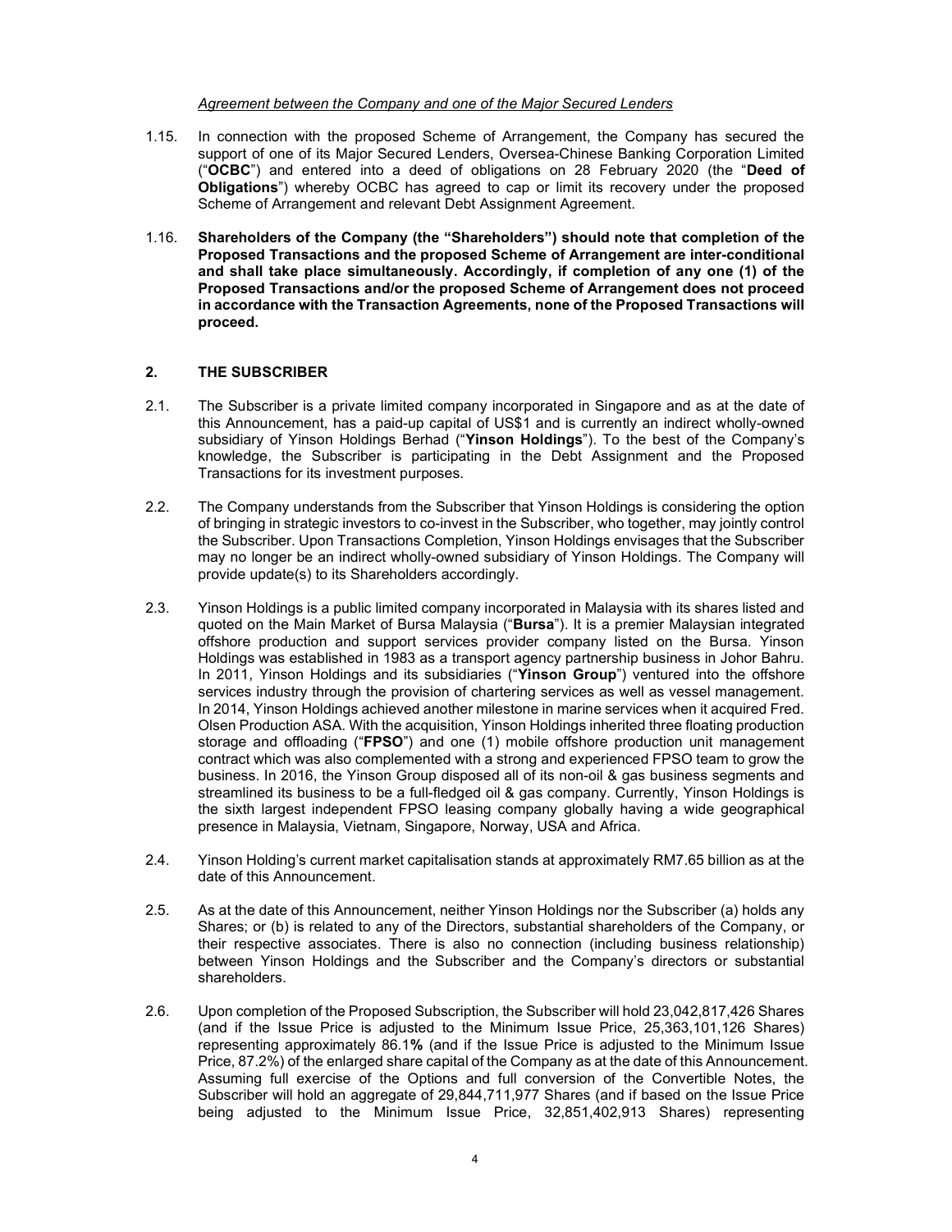*Agreement between the Company and one of the Major Secured Lenders*

1.15. In connection with the proposed Scheme of Arrangement, the Company has secured the support of one of its Major Secured Lenders, Oversea-Chinese Banking Corporation Limited ("**OCBC**") and entered into a deed of obligations on 28 February 2020 (the "**Deed of Obligations**") whereby OCBC has agreed to cap or limit its recovery under the proposed Scheme of Arrangement and relevant Debt Assignment Agreement.

1.16. **Shareholders of the Company (the "Shareholders") should note that completion of the Proposed Transactions and the proposed Scheme of Arrangement are inter-conditional and shall take place simultaneously. Accordingly, if completion of any one (1) of the Proposed Transactions and/or the proposed Scheme of Arrangement does not proceed in accordance with the Transaction Agreements, none of the Proposed Transactions will proceed.**

## 2. THE SUBSCRIBER

2.1. The Subscriber is a private limited company incorporated in Singapore and as at the date of this Announcement, has a paid-up capital of US$1 and is currently an indirect wholly-owned subsidiary of Yinson Holdings Berhad ("**Yinson Holdings**"). To the best of the Company's knowledge, the Subscriber is participating in the Debt Assignment and the Proposed Transactions for its investment purposes.

2.2. The Company understands from the Subscriber that Yinson Holdings is considering the option of bringing in strategic investors to co-invest in the Subscriber, who together, may jointly control the Subscriber. Upon Transactions Completion, Yinson Holdings envisages that the Subscriber may no longer be an indirect wholly-owned subsidiary of Yinson Holdings. The Company will provide update(s) to its Shareholders accordingly.

2.3. Yinson Holdings is a public limited company incorporated in Malaysia with its shares listed and quoted on the Main Market of Bursa Malaysia ("**Bursa**"). It is a premier Malaysian integrated offshore production and support services provider company listed on the Bursa. Yinson Holdings was established in 1983 as a transport agency partnership business in Johor Bahru. In 2011, Yinson Holdings and its subsidiaries ("**Yinson Group**") ventured into the offshore services industry through the provision of chartering services as well as vessel management. In 2014, Yinson Holdings achieved another milestone in marine services when it acquired Fred. Olsen Production ASA. With the acquisition, Yinson Holdings inherited three floating production storage and offloading ("**FPSO**") and one (1) mobile offshore production unit management contract which was also complemented with a strong and experienced FPSO team to grow the business. In 2016, the Yinson Group disposed all of its non-oil & gas business segments and streamlined its business to be a full-fledged oil & gas company. Currently, Yinson Holdings is the sixth largest independent FPSO leasing company globally having a wide geographical presence in Malaysia, Vietnam, Singapore, Norway, USA and Africa.

2.4. Yinson Holding's current market capitalisation stands at approximately RM7.65 billion as at the date of this Announcement.

2.5. As at the date of this Announcement, neither Yinson Holdings nor the Subscriber (a) holds any Shares; or (b) is related to any of the Directors, substantial shareholders of the Company, or their respective associates. There is also no connection (including business relationship) between Yinson Holdings and the Subscriber and the Company's directors or substantial shareholders.

2.6. Upon completion of the Proposed Subscription, the Subscriber will hold 23,042,817,426 Shares (and if the Issue Price is adjusted to the Minimum Issue Price, 25,363,101,126 Shares) representing approximately 86.1**%** (and if the Issue Price is adjusted to the Minimum Issue Price, 87.2%) of the enlarged share capital of the Company as at the date of this Announcement. Assuming full exercise of the Options and full conversion of the Convertible Notes, the Subscriber will hold an aggregate of 29,844,711,977 Shares (and if based on the Issue Price being adjusted to the Minimum Issue Price, 32,851,402,913 Shares) representing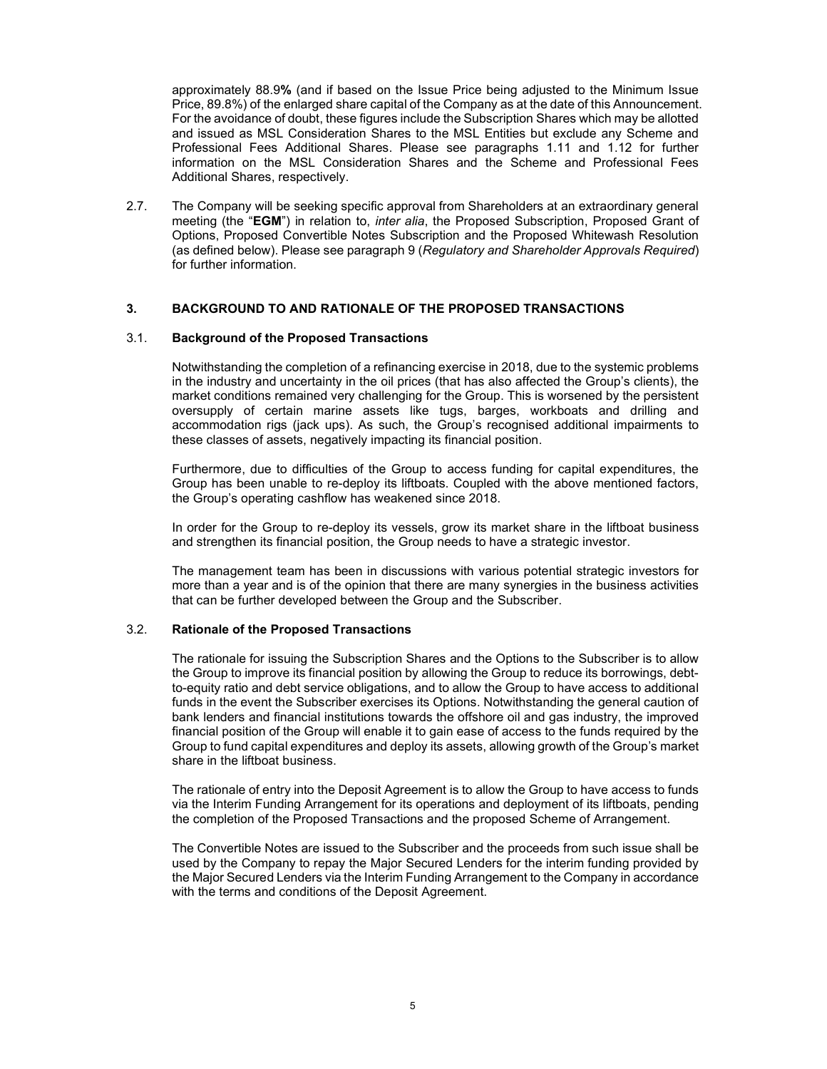approximately 88.9**%** (and if based on the Issue Price being adjusted to the Minimum Issue Price, 89.8%) of the enlarged share capital of the Company as at the date of this Announcement. For the avoidance of doubt, these figures include the Subscription Shares which may be allotted and issued as MSL Consideration Shares to the MSL Entities but exclude any Scheme and Professional Fees Additional Shares. Please see paragraphs 1.11 and 1.12 for further information on the MSL Consideration Shares and the Scheme and Professional Fees Additional Shares, respectively.

2.7. The Company will be seeking specific approval from Shareholders at an extraordinary general meeting (the "**EGM**") in relation to, *inter alia*, the Proposed Subscription, Proposed Grant of Options, Proposed Convertible Notes Subscription and the Proposed Whitewash Resolution (as defined below). Please see paragraph 9 (*Regulatory and Shareholder Approvals Required*) for further information.

## 3. BACKGROUND TO AND RATIONALE OF THE PROPOSED TRANSACTIONS

### 3.1. Background of the Proposed Transactions

Notwithstanding the completion of a refinancing exercise in 2018, due to the systemic problems in the industry and uncertainty in the oil prices (that has also affected the Group's clients), the market conditions remained very challenging for the Group. This is worsened by the persistent oversupply of certain marine assets like tugs, barges, workboats and drilling and accommodation rigs (jack ups). As such, the Group's recognised additional impairments to these classes of assets, negatively impacting its financial position.

Furthermore, due to difficulties of the Group to access funding for capital expenditures, the Group has been unable to re-deploy its liftboats. Coupled with the above mentioned factors, the Group's operating cashflow has weakened since 2018.

In order for the Group to re-deploy its vessels, grow its market share in the liftboat business and strengthen its financial position, the Group needs to have a strategic investor.

The management team has been in discussions with various potential strategic investors for more than a year and is of the opinion that there are many synergies in the business activities that can be further developed between the Group and the Subscriber.

### 3.2. Rationale of the Proposed Transactions

The rationale for issuing the Subscription Shares and the Options to the Subscriber is to allow the Group to improve its financial position by allowing the Group to reduce its borrowings, debt-to-equity ratio and debt service obligations, and to allow the Group to have access to additional funds in the event the Subscriber exercises its Options. Notwithstanding the general caution of bank lenders and financial institutions towards the offshore oil and gas industry, the improved financial position of the Group will enable it to gain ease of access to the funds required by the Group to fund capital expenditures and deploy its assets, allowing growth of the Group's market share in the liftboat business.

The rationale of entry into the Deposit Agreement is to allow the Group to have access to funds via the Interim Funding Arrangement for its operations and deployment of its liftboats, pending the completion of the Proposed Transactions and the proposed Scheme of Arrangement.

The Convertible Notes are issued to the Subscriber and the proceeds from such issue shall be used by the Company to repay the Major Secured Lenders for the interim funding provided by the Major Secured Lenders via the Interim Funding Arrangement to the Company in accordance with the terms and conditions of the Deposit Agreement.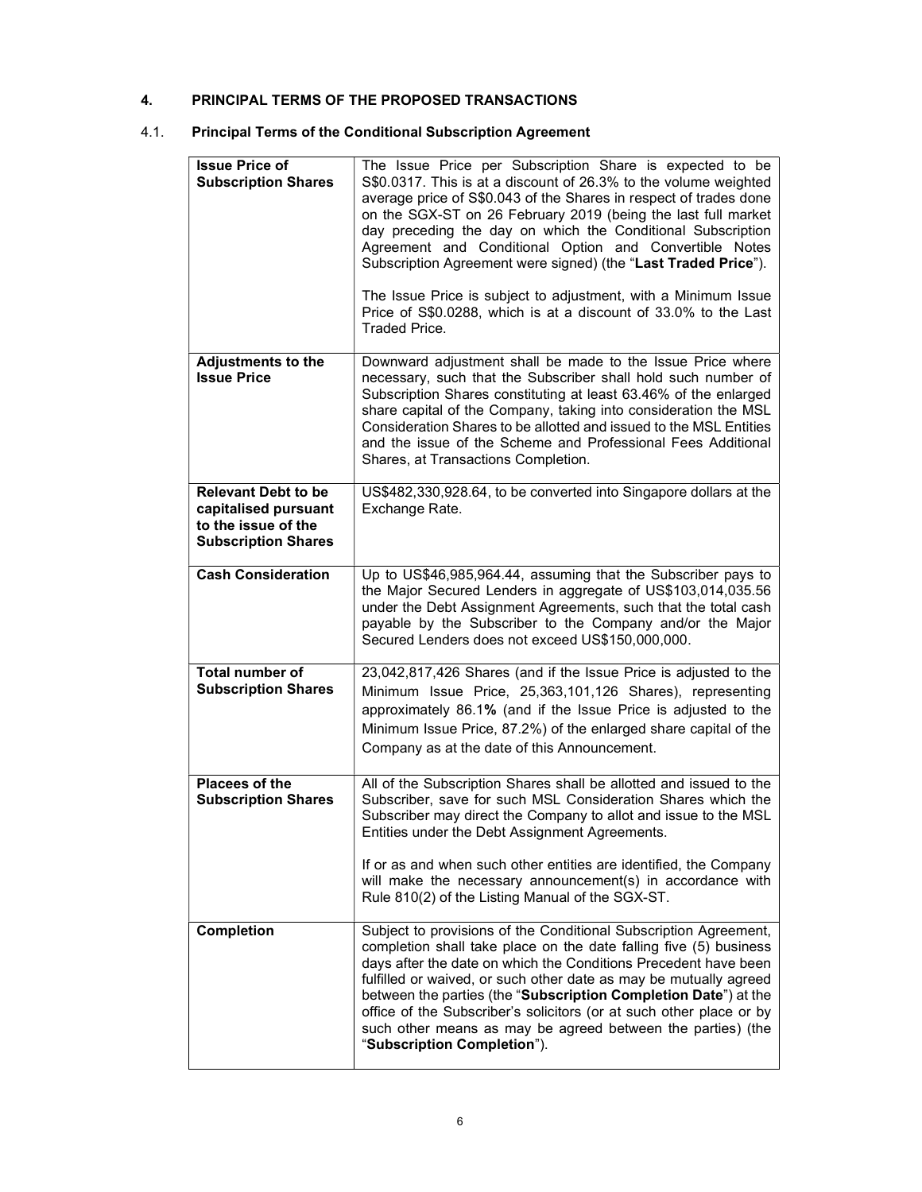## 4. PRINCIPAL TERMS OF THE PROPOSED TRANSACTIONS

### 4.1. Principal Terms of the Conditional Subscription Agreement

| | |
|---|---|
| **Issue Price of Subscription Shares** | The Issue Price per Subscription Share is expected to be S$0.0317. This is at a discount of 26.3% to the volume weighted average price of S$0.043 of the Shares in respect of trades done on the SGX-ST on 26 February 2019 (being the last full market day preceding the day on which the Conditional Subscription Agreement and Conditional Option and Convertible Notes Subscription Agreement were signed) (the "**Last Traded Price**").<br><br>The Issue Price is subject to adjustment, with a Minimum Issue Price of S$0.0288, which is at a discount of 33.0% to the Last Traded Price. |
| **Adjustments to the Issue Price** | Downward adjustment shall be made to the Issue Price where necessary, such that the Subscriber shall hold such number of Subscription Shares constituting at least 63.46% of the enlarged share capital of the Company, taking into consideration the MSL Consideration Shares to be allotted and issued to the MSL Entities and the issue of the Scheme and Professional Fees Additional Shares, at Transactions Completion. |
| **Relevant Debt to be capitalised pursuant to the issue of the Subscription Shares** | US$482,330,928.64, to be converted into Singapore dollars at the Exchange Rate. |
| **Cash Consideration** | Up to US$46,985,964.44, assuming that the Subscriber pays to the Major Secured Lenders in aggregate of US$103,014,035.56 under the Debt Assignment Agreements, such that the total cash payable by the Subscriber to the Company and/or the Major Secured Lenders does not exceed US$150,000,000. |
| **Total number of Subscription Shares** | 23,042,817,426 Shares (and if the Issue Price is adjusted to the Minimum Issue Price, 25,363,101,126 Shares), representing approximately 86.1% (and if the Issue Price is adjusted to the Minimum Issue Price, 87.2%) of the enlarged share capital of the Company as at the date of this Announcement. |
| **Placees of the Subscription Shares** | All of the Subscription Shares shall be allotted and issued to the Subscriber, save for such MSL Consideration Shares which the Subscriber may direct the Company to allot and issue to the MSL Entities under the Debt Assignment Agreements.<br><br>If or as and when such other entities are identified, the Company will make the necessary announcement(s) in accordance with Rule 810(2) of the Listing Manual of the SGX-ST. |
| **Completion** | Subject to provisions of the Conditional Subscription Agreement, completion shall take place on the date falling five (5) business days after the date on which the Conditions Precedent have been fulfilled or waived, or such other date as may be mutually agreed between the parties (the "**Subscription Completion Date**") at the office of the Subscriber's solicitors (or at such other place or by such other means as may be agreed between the parties) (the "**Subscription Completion**"). |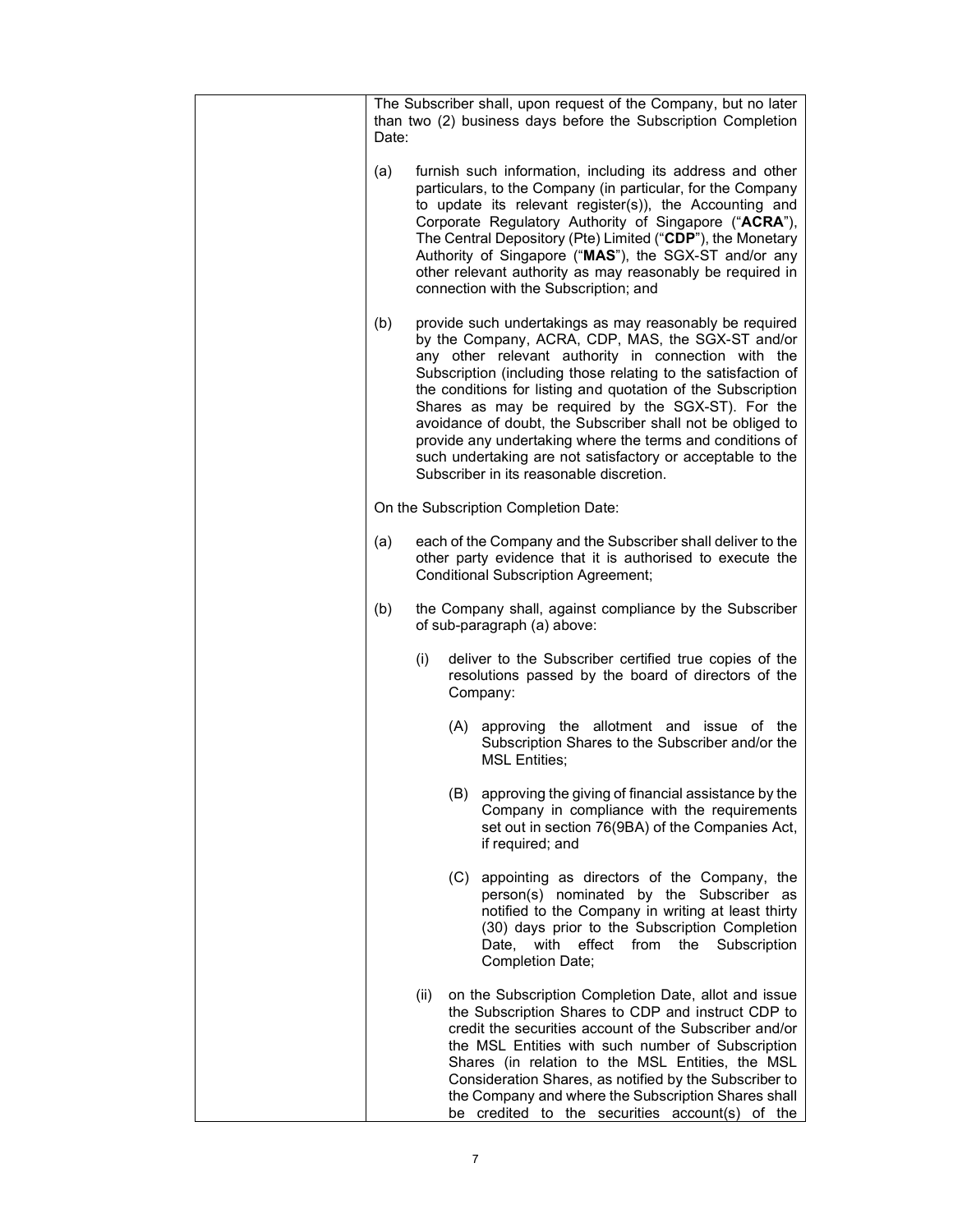| | The Subscriber shall, upon request of the Company, but no later than two (2) business days before the Subscription Completion Date:<br><br>(a) furnish such information, including its address and other particulars, to the Company (in particular, for the Company to update its relevant register(s)), the Accounting and Corporate Regulatory Authority of Singapore ("**ACRA**"), The Central Depository (Pte) Limited ("**CDP**"), the Monetary Authority of Singapore ("**MAS**"), the SGX-ST and/or any other relevant authority as may reasonably be required in connection with the Subscription; and<br><br>(b) provide such undertakings as may reasonably be required by the Company, ACRA, CDP, MAS, the SGX-ST and/or any other relevant authority in connection with the Subscription (including those relating to the satisfaction of the conditions for listing and quotation of the Subscription Shares as may be required by the SGX-ST). For the avoidance of doubt, the Subscriber shall not be obliged to provide any undertaking where the terms and conditions of such undertaking are not satisfactory or acceptable to the Subscriber in its reasonable discretion.<br><br>On the Subscription Completion Date:<br><br>(a) each of the Company and the Subscriber shall deliver to the other party evidence that it is authorised to execute the Conditional Subscription Agreement;<br><br>(b) the Company shall, against compliance by the Subscriber of sub-paragraph (a) above:<br><br>(i) deliver to the Subscriber certified true copies of the resolutions passed by the board of directors of the Company:<br><br>(A) approving the allotment and issue of the Subscription Shares to the Subscriber and/or the MSL Entities;<br><br>(B) approving the giving of financial assistance by the Company in compliance with the requirements set out in section 76(9BA) of the Companies Act, if required; and<br><br>(C) appointing as directors of the Company, the person(s) nominated by the Subscriber as notified to the Company in writing at least thirty (30) days prior to the Subscription Completion Date, with effect from the Subscription Completion Date;<br><br>(ii) on the Subscription Completion Date, allot and issue the Subscription Shares to CDP and instruct CDP to credit the securities account of the Subscriber and/or the MSL Entities with such number of Subscription Shares (in relation to the MSL Entities, the MSL Consideration Shares, as notified by the Subscriber to the Company and where the Subscription Shares shall be credited to the securities account(s) of the |
|---|---|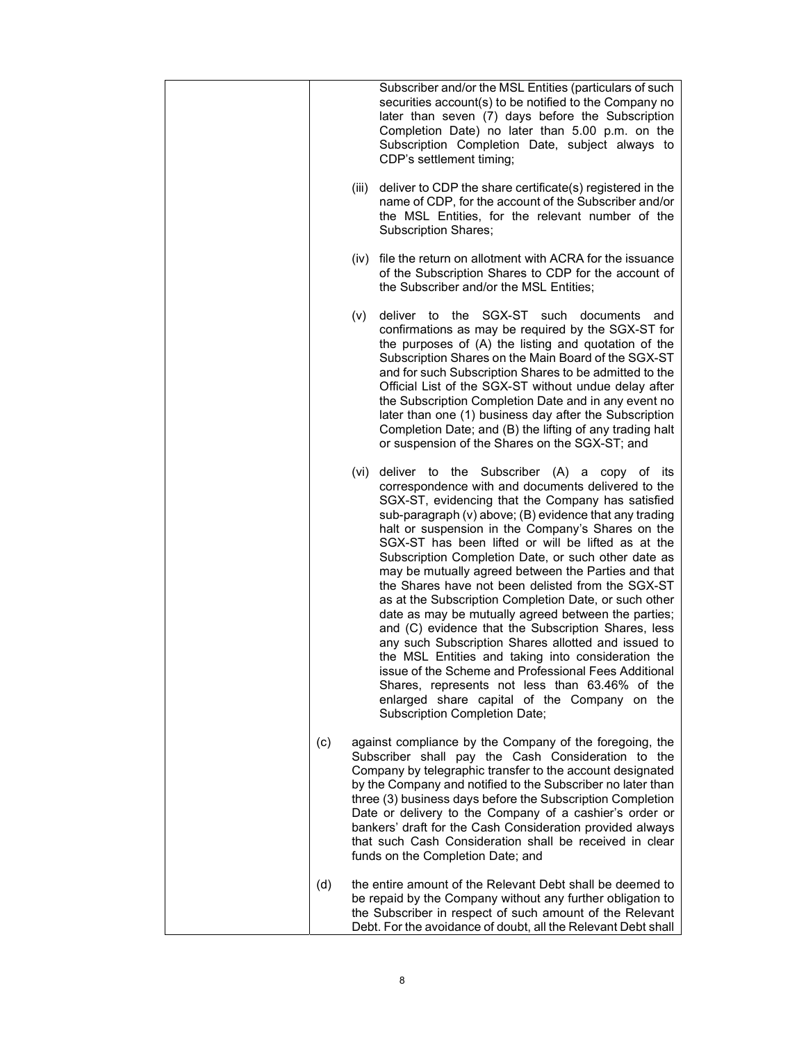| | |
|---|---|
| | Subscriber and/or the MSL Entities (particulars of such securities account(s) to be notified to the Company no later than seven (7) days before the Subscription Completion Date) no later than 5.00 p.m. on the Subscription Completion Date, subject always to CDP's settlement timing;<br><br>(iii) deliver to CDP the share certificate(s) registered in the name of CDP, for the account of the Subscriber and/or the MSL Entities, for the relevant number of the Subscription Shares;<br><br>(iv) file the return on allotment with ACRA for the issuance of the Subscription Shares to CDP for the account of the Subscriber and/or the MSL Entities;<br><br>(v) deliver to the SGX-ST such documents and confirmations as may be required by the SGX-ST for the purposes of (A) the listing and quotation of the Subscription Shares on the Main Board of the SGX-ST and for such Subscription Shares to be admitted to the Official List of the SGX-ST without undue delay after the Subscription Completion Date and in any event no later than one (1) business day after the Subscription Completion Date; and (B) the lifting of any trading halt or suspension of the Shares on the SGX-ST; and<br><br>(vi) deliver to the Subscriber (A) a copy of its correspondence with and documents delivered to the SGX-ST, evidencing that the Company has satisfied sub-paragraph (v) above; (B) evidence that any trading halt or suspension in the Company's Shares on the SGX-ST has been lifted or will be lifted as at the Subscription Completion Date, or such other date as may be mutually agreed between the Parties and that the Shares have not been delisted from the SGX-ST as at the Subscription Completion Date, or such other date as may be mutually agreed between the parties; and (C) evidence that the Subscription Shares, less any such Subscription Shares allotted and issued to the MSL Entities and taking into consideration the issue of the Scheme and Professional Fees Additional Shares, represents not less than 63.46% of the enlarged share capital of the Company on the Subscription Completion Date;<br><br>(c) against compliance by the Company of the foregoing, the Subscriber shall pay the Cash Consideration to the Company by telegraphic transfer to the account designated by the Company and notified to the Subscriber no later than three (3) business days before the Subscription Completion Date or delivery to the Company of a cashier's order or bankers' draft for the Cash Consideration provided always that such Cash Consideration shall be received in clear funds on the Completion Date; and<br><br>(d) the entire amount of the Relevant Debt shall be deemed to be repaid by the Company without any further obligation to the Subscriber in respect of such amount of the Relevant Debt. For the avoidance of doubt, all the Relevant Debt shall |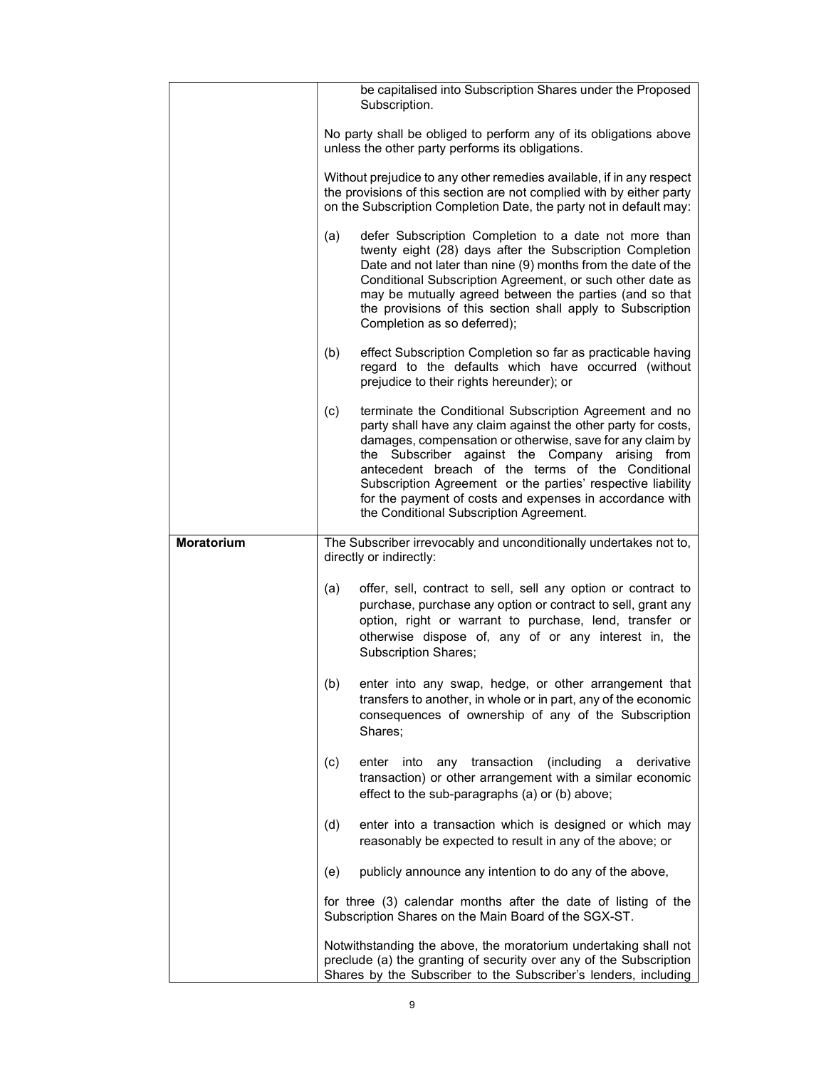| | |
|---|---|
| | be capitalised into Subscription Shares under the Proposed Subscription.<br><br>No party shall be obliged to perform any of its obligations above unless the other party performs its obligations.<br><br>Without prejudice to any other remedies available, if in any respect the provisions of this section are not complied with by either party on the Subscription Completion Date, the party not in default may:<br><br>(a) defer Subscription Completion to a date not more than twenty eight (28) days after the Subscription Completion Date and not later than nine (9) months from the date of the Conditional Subscription Agreement, or such other date as may be mutually agreed between the parties (and so that the provisions of this section shall apply to Subscription Completion as so deferred);<br><br>(b) effect Subscription Completion so far as practicable having regard to the defaults which have occurred (without prejudice to their rights hereunder); or<br><br>(c) terminate the Conditional Subscription Agreement and no party shall have any claim against the other party for costs, damages, compensation or otherwise, save for any claim by the Subscriber against the Company arising from antecedent breach of the terms of the Conditional Subscription Agreement or the parties' respective liability for the payment of costs and expenses in accordance with the Conditional Subscription Agreement. |
| **Moratorium** | The Subscriber irrevocably and unconditionally undertakes not to, directly or indirectly:<br><br>(a) offer, sell, contract to sell, sell any option or contract to purchase, purchase any option or contract to sell, grant any option, right or warrant to purchase, lend, transfer or otherwise dispose of, any of or any interest in, the Subscription Shares;<br><br>(b) enter into any swap, hedge, or other arrangement that transfers to another, in whole or in part, any of the economic consequences of ownership of any of the Subscription Shares;<br><br>(c) enter into any transaction (including a derivative transaction) or other arrangement with a similar economic effect to the sub-paragraphs (a) or (b) above;<br><br>(d) enter into a transaction which is designed or which may reasonably be expected to result in any of the above; or<br><br>(e) publicly announce any intention to do any of the above,<br><br>for three (3) calendar months after the date of listing of the Subscription Shares on the Main Board of the SGX-ST.<br><br>Notwithstanding the above, the moratorium undertaking shall not preclude (a) the granting of security over any of the Subscription Shares by the Subscriber to the Subscriber's lenders, including |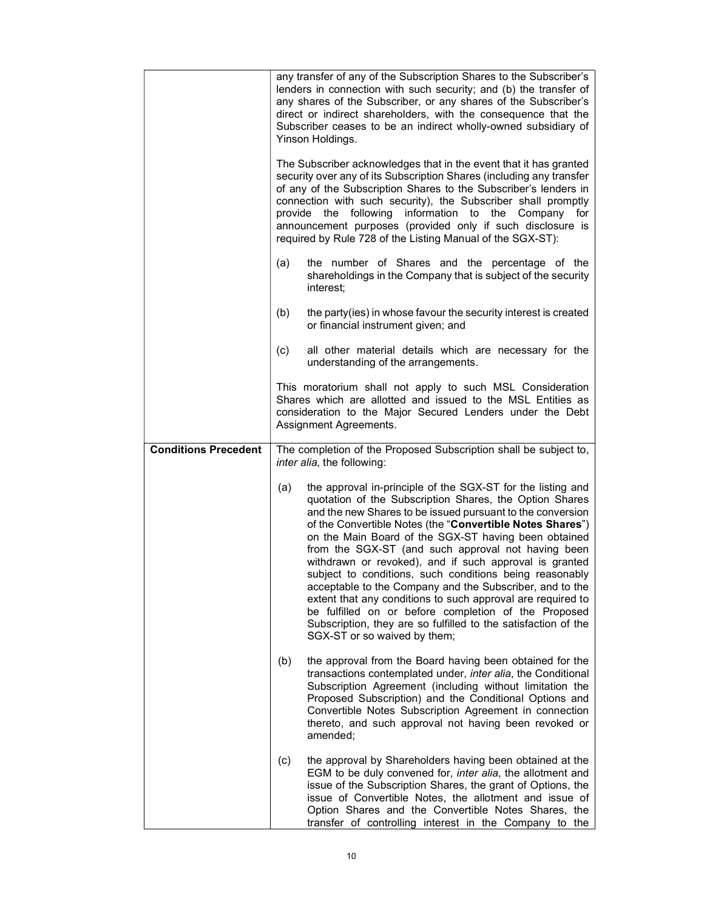| | |
|---|---|
| | any transfer of any of the Subscription Shares to the Subscriber's lenders in connection with such security; and (b) the transfer of any shares of the Subscriber, or any shares of the Subscriber's direct or indirect shareholders, with the consequence that the Subscriber ceases to be an indirect wholly-owned subsidiary of Yinson Holdings.<br><br>The Subscriber acknowledges that in the event that it has granted security over any of its Subscription Shares (including any transfer of any of the Subscription Shares to the Subscriber's lenders in connection with such security), the Subscriber shall promptly provide the following information to the Company for announcement purposes (provided only if such disclosure is required by Rule 728 of the Listing Manual of the SGX-ST):<br><br>(a) the number of Shares and the percentage of the shareholdings in the Company that is subject of the security interest;<br><br>(b) the party(ies) in whose favour the security interest is created or financial instrument given; and<br><br>(c) all other material details which are necessary for the understanding of the arrangements.<br><br>This moratorium shall not apply to such MSL Consideration Shares which are allotted and issued to the MSL Entities as consideration to the Major Secured Lenders under the Debt Assignment Agreements. |
| **Conditions Precedent** | The completion of the Proposed Subscription shall be subject to, *inter alia*, the following:<br><br>(a) the approval in-principle of the SGX-ST for the listing and quotation of the Subscription Shares, the Option Shares and the new Shares to be issued pursuant to the conversion of the Convertible Notes (the "**Convertible Notes Shares**") on the Main Board of the SGX-ST having been obtained from the SGX-ST (and such approval not having been withdrawn or revoked), and if such approval is granted subject to conditions, such conditions being reasonably acceptable to the Company and the Subscriber, and to the extent that any conditions to such approval are required to be fulfilled on or before completion of the Proposed Subscription, they are so fulfilled to the satisfaction of the SGX-ST or so waived by them;<br><br>(b) the approval from the Board having been obtained for the transactions contemplated under, *inter alia*, the Conditional Subscription Agreement (including without limitation the Proposed Subscription) and the Conditional Options and Convertible Notes Subscription Agreement in connection thereto, and such approval not having been revoked or amended;<br><br>(c) the approval by Shareholders having been obtained at the EGM to be duly convened for, *inter alia*, the allotment and issue of the Subscription Shares, the grant of Options, the issue of Convertible Notes, the allotment and issue of Option Shares and the Convertible Notes Shares, the transfer of controlling interest in the Company to the |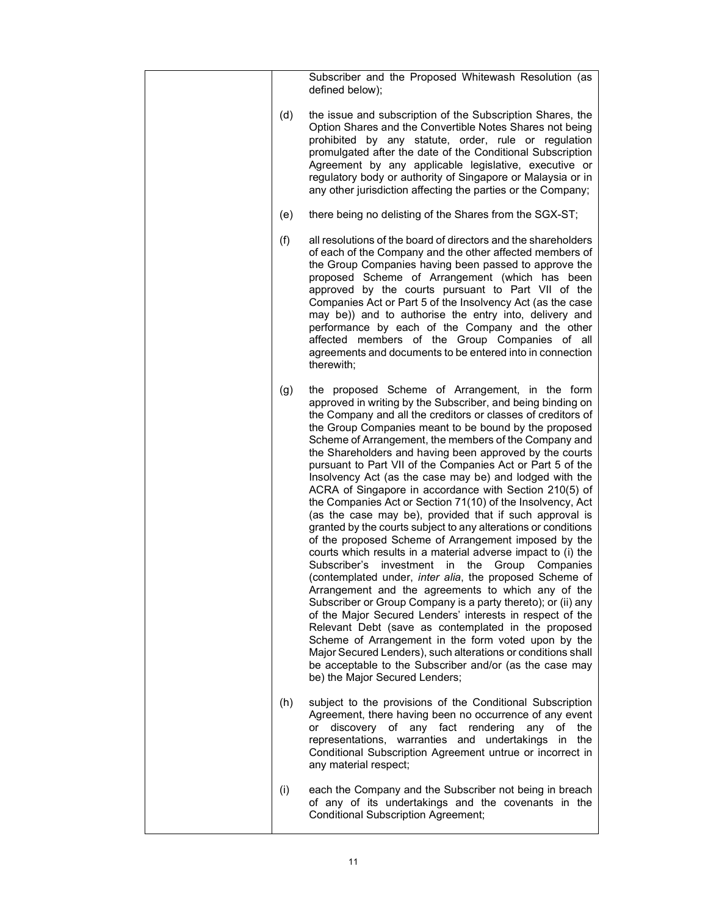Subscriber and the Proposed Whitewash Resolution (as defined below);

(d) the issue and subscription of the Subscription Shares, the Option Shares and the Convertible Notes Shares not being prohibited by any statute, order, rule or regulation promulgated after the date of the Conditional Subscription Agreement by any applicable legislative, executive or regulatory body or authority of Singapore or Malaysia or in any other jurisdiction affecting the parties or the Company;

(e) there being no delisting of the Shares from the SGX-ST;

(f) all resolutions of the board of directors and the shareholders of each of the Company and the other affected members of the Group Companies having been passed to approve the proposed Scheme of Arrangement (which has been approved by the courts pursuant to Part VII of the Companies Act or Part 5 of the Insolvency Act (as the case may be)) and to authorise the entry into, delivery and performance by each of the Company and the other affected members of the Group Companies of all agreements and documents to be entered into in connection therewith;

(g) the proposed Scheme of Arrangement, in the form approved in writing by the Subscriber, and being binding on the Company and all the creditors or classes of creditors of the Group Companies meant to be bound by the proposed Scheme of Arrangement, the members of the Company and the Shareholders and having been approved by the courts pursuant to Part VII of the Companies Act or Part 5 of the Insolvency Act (as the case may be) and lodged with the ACRA of Singapore in accordance with Section 210(5) of the Companies Act or Section 71(10) of the Insolvency, Act (as the case may be), provided that if such approval is granted by the courts subject to any alterations or conditions of the proposed Scheme of Arrangement imposed by the courts which results in a material adverse impact to (i) the Subscriber's investment in the Group Companies (contemplated under, *inter alia*, the proposed Scheme of Arrangement and the agreements to which any of the Subscriber or Group Company is a party thereto); or (ii) any of the Major Secured Lenders' interests in respect of the Relevant Debt (save as contemplated in the proposed Scheme of Arrangement in the form voted upon by the Major Secured Lenders), such alterations or conditions shall be acceptable to the Subscriber and/or (as the case may be) the Major Secured Lenders;

(h) subject to the provisions of the Conditional Subscription Agreement, there having been no occurrence of any event or discovery of any fact rendering any of the representations, warranties and undertakings in the Conditional Subscription Agreement untrue or incorrect in any material respect;

(i) each the Company and the Subscriber not being in breach of any of its undertakings and the covenants in the Conditional Subscription Agreement;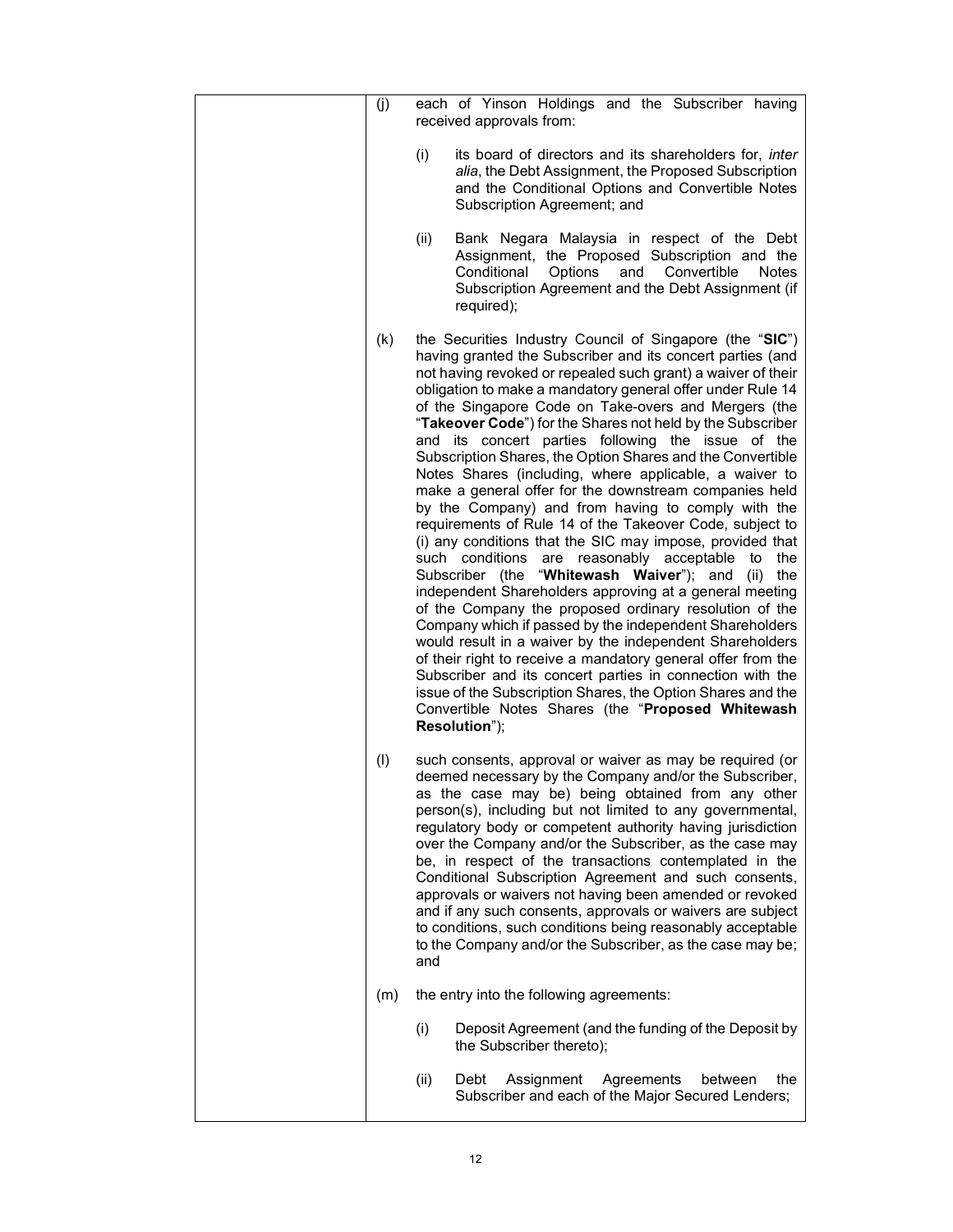| | |
|---|---|
| | (j) each of Yinson Holdings and the Subscriber having received approvals from:<br><br>(i) its board of directors and its shareholders for, *inter alia*, the Debt Assignment, the Proposed Subscription and the Conditional Options and Convertible Notes Subscription Agreement; and<br><br>(ii) Bank Negara Malaysia in respect of the Debt Assignment, the Proposed Subscription and the Conditional Options and Convertible Notes Subscription Agreement and the Debt Assignment (if required);<br><br>(k) the Securities Industry Council of Singapore (the "**SIC**") having granted the Subscriber and its concert parties (and not having revoked or repealed such grant) a waiver of their obligation to make a mandatory general offer under Rule 14 of the Singapore Code on Take-overs and Mergers (the "**Takeover Code**") for the Shares not held by the Subscriber and its concert parties following the issue of the Subscription Shares, the Option Shares and the Convertible Notes Shares (including, where applicable, a waiver to make a general offer for the downstream companies held by the Company) and from having to comply with the requirements of Rule 14 of the Takeover Code, subject to (i) any conditions that the SIC may impose, provided that such conditions are reasonably acceptable to the Subscriber (the "**Whitewash Waiver**"); and (ii) the independent Shareholders approving at a general meeting of the Company the proposed ordinary resolution of the Company which if passed by the independent Shareholders would result in a waiver by the independent Shareholders of their right to receive a mandatory general offer from the Subscriber and its concert parties in connection with the issue of the Subscription Shares, the Option Shares and the Convertible Notes Shares (the "**Proposed Whitewash Resolution**");<br><br>(l) such consents, approval or waiver as may be required (or deemed necessary by the Company and/or the Subscriber, as the case may be) being obtained from any other person(s), including but not limited to any governmental, regulatory body or competent authority having jurisdiction over the Company and/or the Subscriber, as the case may be, in respect of the transactions contemplated in the Conditional Subscription Agreement and such consents, approvals or waivers not having been amended or revoked and if any such consents, approvals or waivers are subject to conditions, such conditions being reasonably acceptable to the Company and/or the Subscriber, as the case may be; and<br><br>(m) the entry into the following agreements:<br><br>(i) Deposit Agreement (and the funding of the Deposit by the Subscriber thereto);<br><br>(ii) Debt Assignment Agreements between the Subscriber and each of the Major Secured Lenders; |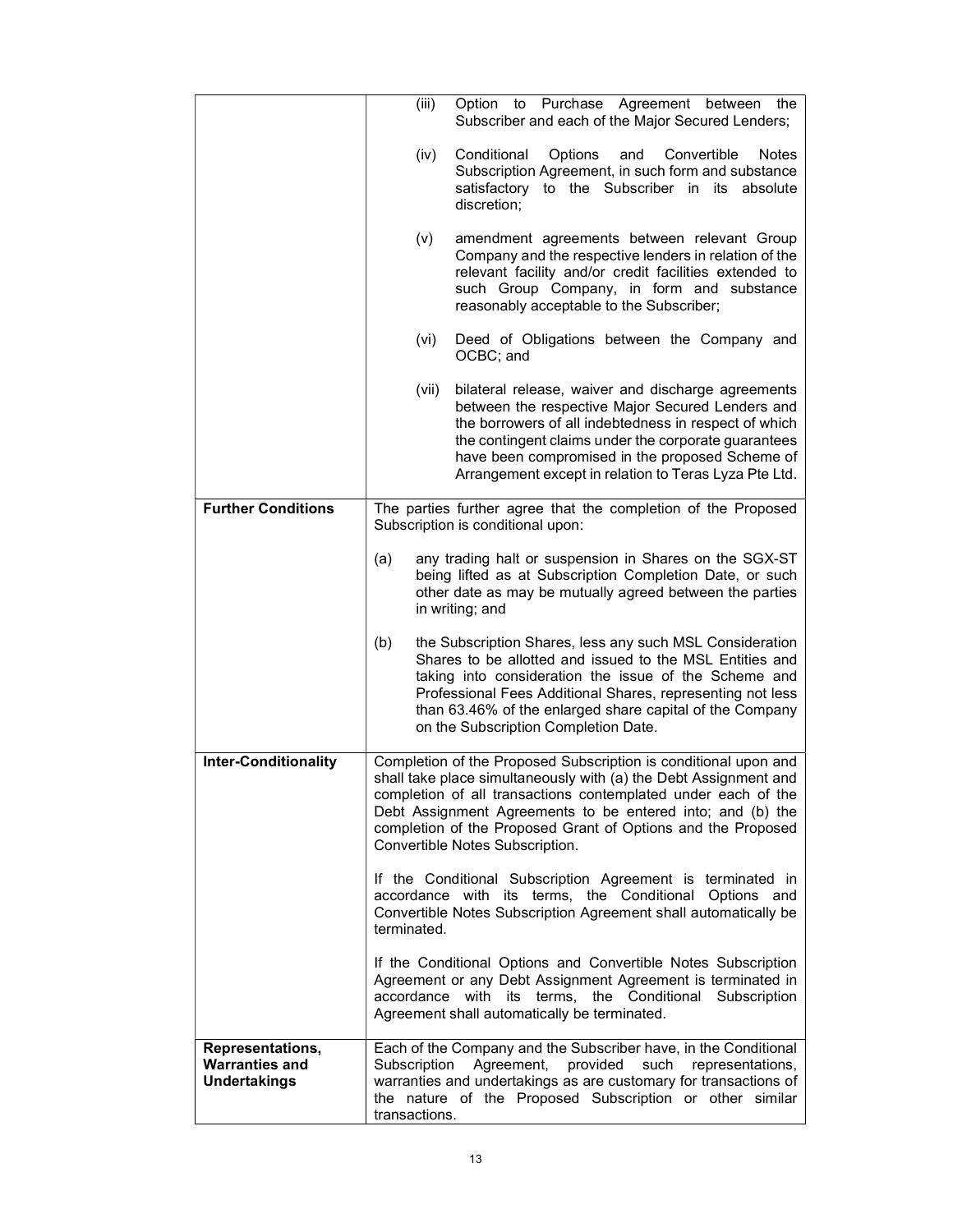| | |
|---|---|
| | (iii) Option to Purchase Agreement between the Subscriber and each of the Major Secured Lenders;<br><br>(iv) Conditional Options and Convertible Notes Subscription Agreement, in such form and substance satisfactory to the Subscriber in its absolute discretion;<br><br>(v) amendment agreements between relevant Group Company and the respective lenders in relation of the relevant facility and/or credit facilities extended to such Group Company, in form and substance reasonably acceptable to the Subscriber;<br><br>(vi) Deed of Obligations between the Company and OCBC; and<br><br>(vii) bilateral release, waiver and discharge agreements between the respective Major Secured Lenders and the borrowers of all indebtedness in respect of which the contingent claims under the corporate guarantees have been compromised in the proposed Scheme of Arrangement except in relation to Teras Lyza Pte Ltd. |
| **Further Conditions** | The parties further agree that the completion of the Proposed Subscription is conditional upon:<br><br>(a) any trading halt or suspension in Shares on the SGX-ST being lifted as at Subscription Completion Date, or such other date as may be mutually agreed between the parties in writing; and<br><br>(b) the Subscription Shares, less any such MSL Consideration Shares to be allotted and issued to the MSL Entities and taking into consideration the issue of the Scheme and Professional Fees Additional Shares, representing not less than 63.46% of the enlarged share capital of the Company on the Subscription Completion Date. |
| **Inter-Conditionality** | Completion of the Proposed Subscription is conditional upon and shall take place simultaneously with (a) the Debt Assignment and completion of all transactions contemplated under each of the Debt Assignment Agreements to be entered into; and (b) the completion of the Proposed Grant of Options and the Proposed Convertible Notes Subscription.<br><br>If the Conditional Subscription Agreement is terminated in accordance with its terms, the Conditional Options and Convertible Notes Subscription Agreement shall automatically be terminated.<br><br>If the Conditional Options and Convertible Notes Subscription Agreement or any Debt Assignment Agreement is terminated in accordance with its terms, the Conditional Subscription Agreement shall automatically be terminated. |
| **Representations, Warranties and Undertakings** | Each of the Company and the Subscriber have, in the Conditional Subscription Agreement, provided such representations, warranties and undertakings as are customary for transactions of the nature of the Proposed Subscription or other similar transactions. |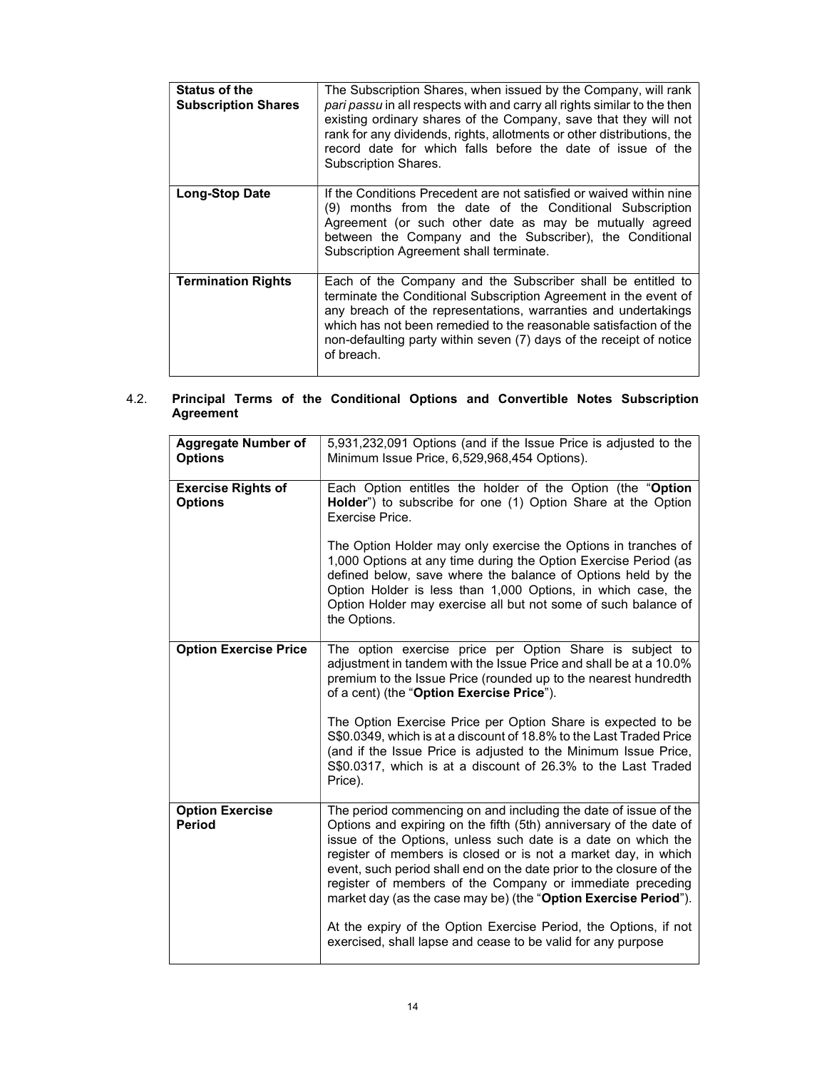| | |
|---|---|
| **Status of the Subscription Shares** | The Subscription Shares, when issued by the Company, will rank *pari passu* in all respects with and carry all rights similar to the then existing ordinary shares of the Company, save that they will not rank for any dividends, rights, allotments or other distributions, the record date for which falls before the date of issue of the Subscription Shares. |
| **Long-Stop Date** | If the Conditions Precedent are not satisfied or waived within nine (9) months from the date of the Conditional Subscription Agreement (or such other date as may be mutually agreed between the Company and the Subscriber), the Conditional Subscription Agreement shall terminate. |
| **Termination Rights** | Each of the Company and the Subscriber shall be entitled to terminate the Conditional Subscription Agreement in the event of any breach of the representations, warranties and undertakings which has not been remedied to the reasonable satisfaction of the non-defaulting party within seven (7) days of the receipt of notice of breach. |

4.2. **Principal Terms of the Conditional Options and Convertible Notes Subscription Agreement**

| | |
|---|---|
| **Aggregate Number of Options** | 5,931,232,091 Options (and if the Issue Price is adjusted to the Minimum Issue Price, 6,529,968,454 Options). |
| **Exercise Rights of Options** | Each Option entitles the holder of the Option (the "**Option Holder**") to subscribe for one (1) Option Share at the Option Exercise Price.<br><br>The Option Holder may only exercise the Options in tranches of 1,000 Options at any time during the Option Exercise Period (as defined below, save where the balance of Options held by the Option Holder is less than 1,000 Options, in which case, the Option Holder may exercise all but not some of such balance of the Options. |
| **Option Exercise Price** | The option exercise price per Option Share is subject to adjustment in tandem with the Issue Price and shall be at a 10.0% premium to the Issue Price (rounded up to the nearest hundredth of a cent) (the "**Option Exercise Price**").<br><br>The Option Exercise Price per Option Share is expected to be S$0.0349, which is at a discount of 18.8% to the Last Traded Price (and if the Issue Price is adjusted to the Minimum Issue Price, S$0.0317, which is at a discount of 26.3% to the Last Traded Price). |
| **Option Exercise Period** | The period commencing on and including the date of issue of the Options and expiring on the fifth (5th) anniversary of the date of issue of the Options, unless such date is a date on which the register of members is closed or is not a market day, in which event, such period shall end on the date prior to the closure of the register of members of the Company or immediate preceding market day (as the case may be) (the "**Option Exercise Period**").<br><br>At the expiry of the Option Exercise Period, the Options, if not exercised, shall lapse and cease to be valid for any purpose |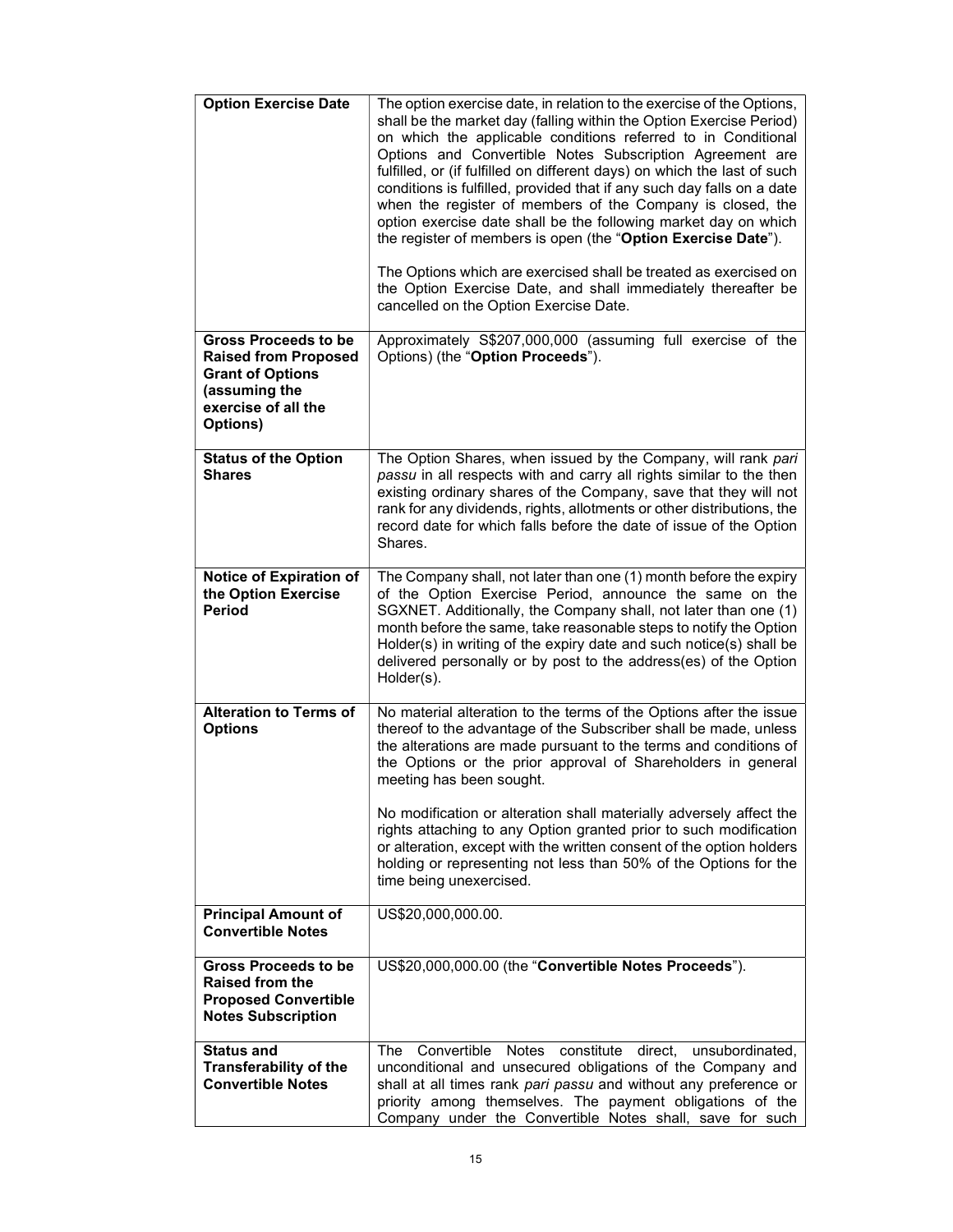| | |
|---|---|
| **Option Exercise Date** | The option exercise date, in relation to the exercise of the Options, shall be the market day (falling within the Option Exercise Period) on which the applicable conditions referred to in Conditional Options and Convertible Notes Subscription Agreement are fulfilled, or (if fulfilled on different days) on which the last of such conditions is fulfilled, provided that if any such day falls on a date when the register of members of the Company is closed, the option exercise date shall be the following market day on which the register of members is open (the "**Option Exercise Date**").<br><br>The Options which are exercised shall be treated as exercised on the Option Exercise Date, and shall immediately thereafter be cancelled on the Option Exercise Date. |
| **Gross Proceeds to be Raised from Proposed Grant of Options (assuming the exercise of all the Options)** | Approximately S$207,000,000 (assuming full exercise of the Options) (the "**Option Proceeds**"). |
| **Status of the Option Shares** | The Option Shares, when issued by the Company, will rank *pari passu* in all respects with and carry all rights similar to the then existing ordinary shares of the Company, save that they will not rank for any dividends, rights, allotments or other distributions, the record date for which falls before the date of issue of the Option Shares. |
| **Notice of Expiration of the Option Exercise Period** | The Company shall, not later than one (1) month before the expiry of the Option Exercise Period, announce the same on the SGXNET. Additionally, the Company shall, not later than one (1) month before the same, take reasonable steps to notify the Option Holder(s) in writing of the expiry date and such notice(s) shall be delivered personally or by post to the address(es) of the Option Holder(s). |
| **Alteration to Terms of Options** | No material alteration to the terms of the Options after the issue thereof to the advantage of the Subscriber shall be made, unless the alterations are made pursuant to the terms and conditions of the Options or the prior approval of Shareholders in general meeting has been sought.<br><br>No modification or alteration shall materially adversely affect the rights attaching to any Option granted prior to such modification or alteration, except with the written consent of the option holders holding or representing not less than 50% of the Options for the time being unexercised. |
| **Principal Amount of Convertible Notes** | US$20,000,000.00. |
| **Gross Proceeds to be Raised from the Proposed Convertible Notes Subscription** | US$20,000,000.00 (the "**Convertible Notes Proceeds**"). |
| **Status and Transferability of the Convertible Notes** | The Convertible Notes constitute direct, unsubordinated, unconditional and unsecured obligations of the Company and shall at all times rank *pari passu* and without any preference or priority among themselves. The payment obligations of the Company under the Convertible Notes shall, save for such |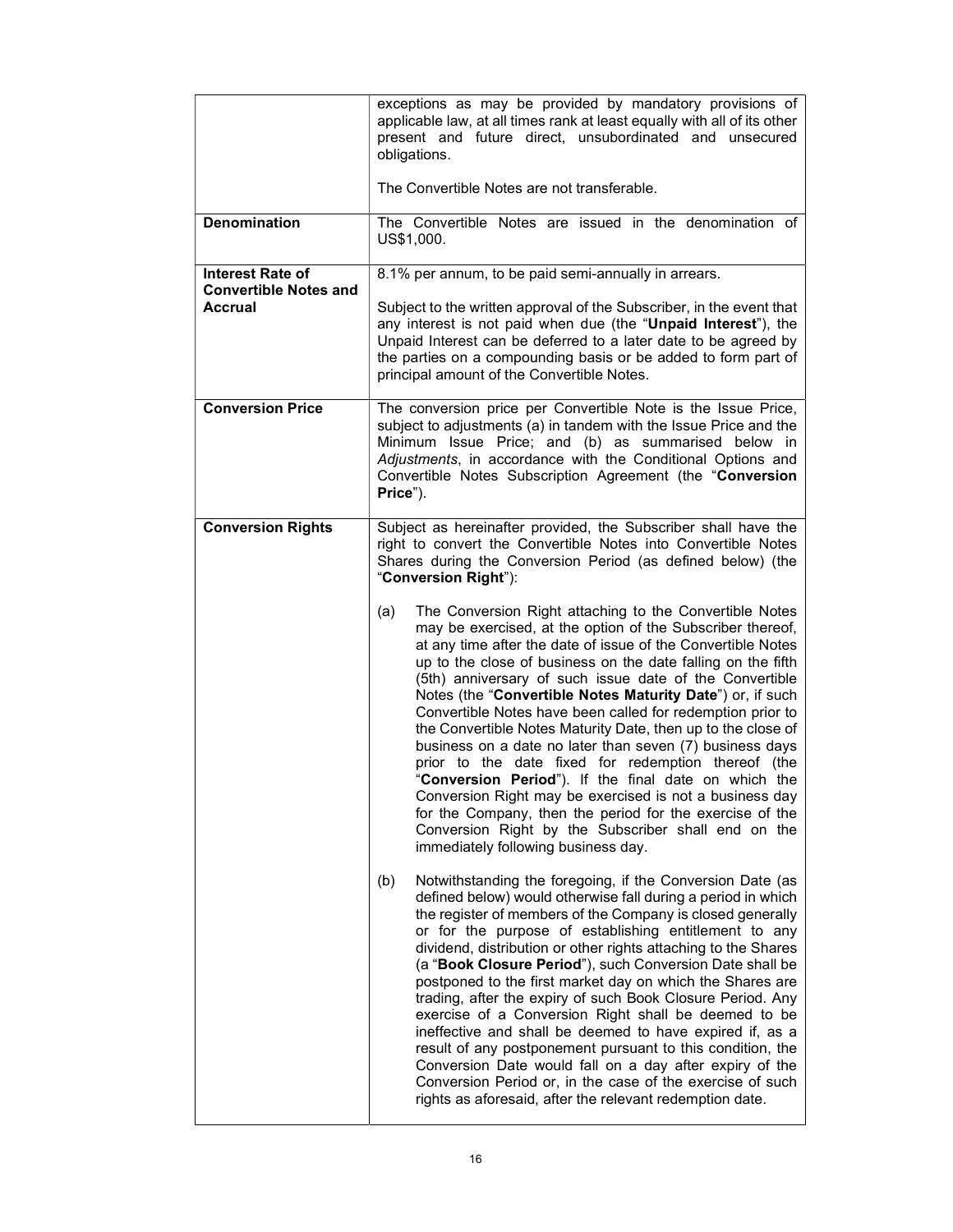| | |
|---|---|
| | exceptions as may be provided by mandatory provisions of applicable law, at all times rank at least equally with all of its other present and future direct, unsubordinated and unsecured obligations.<br><br>The Convertible Notes are not transferable. |
| **Denomination** | The Convertible Notes are issued in the denomination of US$1,000. |
| **Interest Rate of Convertible Notes and Accrual** | 8.1% per annum, to be paid semi-annually in arrears.<br><br>Subject to the written approval of the Subscriber, in the event that any interest is not paid when due (the "**Unpaid Interest**"), the Unpaid Interest can be deferred to a later date to be agreed by the parties on a compounding basis or be added to form part of principal amount of the Convertible Notes. |
| **Conversion Price** | The conversion price per Convertible Note is the Issue Price, subject to adjustments (a) in tandem with the Issue Price and the Minimum Issue Price; and (b) as summarised below in *Adjustments*, in accordance with the Conditional Options and Convertible Notes Subscription Agreement (the "**Conversion Price**"). |
| **Conversion Rights** | Subject as hereinafter provided, the Subscriber shall have the right to convert the Convertible Notes into Convertible Notes Shares during the Conversion Period (as defined below) (the "**Conversion Right**"):<br><br>(a) The Conversion Right attaching to the Convertible Notes may be exercised, at the option of the Subscriber thereof, at any time after the date of issue of the Convertible Notes up to the close of business on the date falling on the fifth (5th) anniversary of such issue date of the Convertible Notes (the "**Convertible Notes Maturity Date**") or, if such Convertible Notes have been called for redemption prior to the Convertible Notes Maturity Date, then up to the close of business on a date no later than seven (7) business days prior to the date fixed for redemption thereof (the "**Conversion Period**"). If the final date on which the Conversion Right may be exercised is not a business day for the Company, then the period for the exercise of the Conversion Right by the Subscriber shall end on the immediately following business day.<br><br>(b) Notwithstanding the foregoing, if the Conversion Date (as defined below) would otherwise fall during a period in which the register of members of the Company is closed generally or for the purpose of establishing entitlement to any dividend, distribution or other rights attaching to the Shares (a "**Book Closure Period**"), such Conversion Date shall be postponed to the first market day on which the Shares are trading, after the expiry of such Book Closure Period. Any exercise of a Conversion Right shall be deemed to be ineffective and shall be deemed to have expired if, as a result of any postponement pursuant to this condition, the Conversion Date would fall on a day after expiry of the Conversion Period or, in the case of the exercise of such rights as aforesaid, after the relevant redemption date. |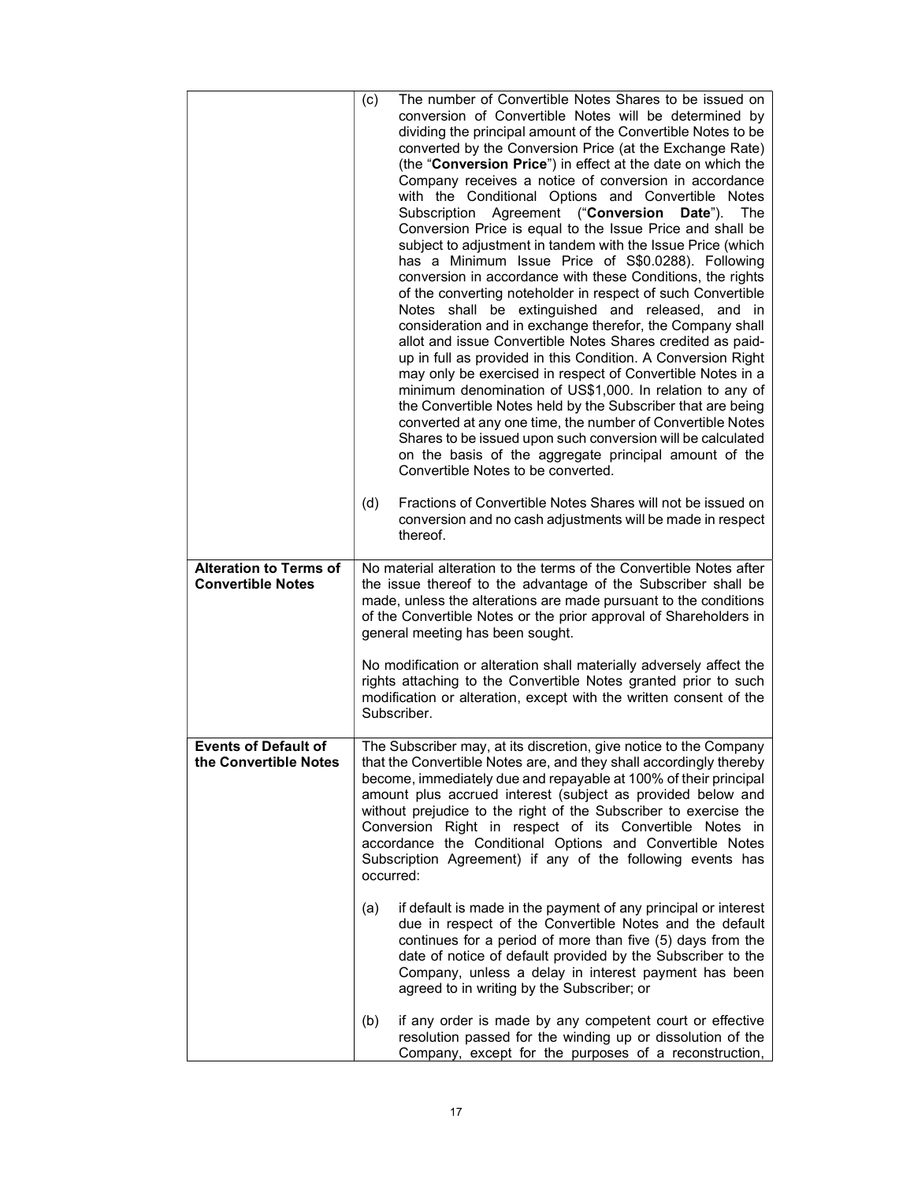| | |
|---|---|
| | (c) The number of Convertible Notes Shares to be issued on conversion of Convertible Notes will be determined by dividing the principal amount of the Convertible Notes to be converted by the Conversion Price (at the Exchange Rate) (the "**Conversion Price**") in effect at the date on which the Company receives a notice of conversion in accordance with the Conditional Options and Convertible Notes Subscription Agreement ("**Conversion Date**"). The Conversion Price is equal to the Issue Price and shall be subject to adjustment in tandem with the Issue Price (which has a Minimum Issue Price of S$0.0288). Following conversion in accordance with these Conditions, the rights of the converting noteholder in respect of such Convertible Notes shall be extinguished and released, and in consideration and in exchange therefor, the Company shall allot and issue Convertible Notes Shares credited as paid-up in full as provided in this Condition. A Conversion Right may only be exercised in respect of Convertible Notes in a minimum denomination of US$1,000. In relation to any of the Convertible Notes held by the Subscriber that are being converted at any one time, the number of Convertible Notes Shares to be issued upon such conversion will be calculated on the basis of the aggregate principal amount of the Convertible Notes to be converted.<br><br>(d) Fractions of Convertible Notes Shares will not be issued on conversion and no cash adjustments will be made in respect thereof. |
| **Alteration to Terms of Convertible Notes** | No material alteration to the terms of the Convertible Notes after the issue thereof to the advantage of the Subscriber shall be made, unless the alterations are made pursuant to the conditions of the Convertible Notes or the prior approval of Shareholders in general meeting has been sought.<br><br>No modification or alteration shall materially adversely affect the rights attaching to the Convertible Notes granted prior to such modification or alteration, except with the written consent of the Subscriber. |
| **Events of Default of the Convertible Notes** | The Subscriber may, at its discretion, give notice to the Company that the Convertible Notes are, and they shall accordingly thereby become, immediately due and repayable at 100% of their principal amount plus accrued interest (subject as provided below and without prejudice to the right of the Subscriber to exercise the Conversion Right in respect of its Convertible Notes in accordance the Conditional Options and Convertible Notes Subscription Agreement) if any of the following events has occurred:<br><br>(a) if default is made in the payment of any principal or interest due in respect of the Convertible Notes and the default continues for a period of more than five (5) days from the date of notice of default provided by the Subscriber to the Company, unless a delay in interest payment has been agreed to in writing by the Subscriber; or<br><br>(b) if any order is made by any competent court or effective resolution passed for the winding up or dissolution of the Company, except for the purposes of a reconstruction, |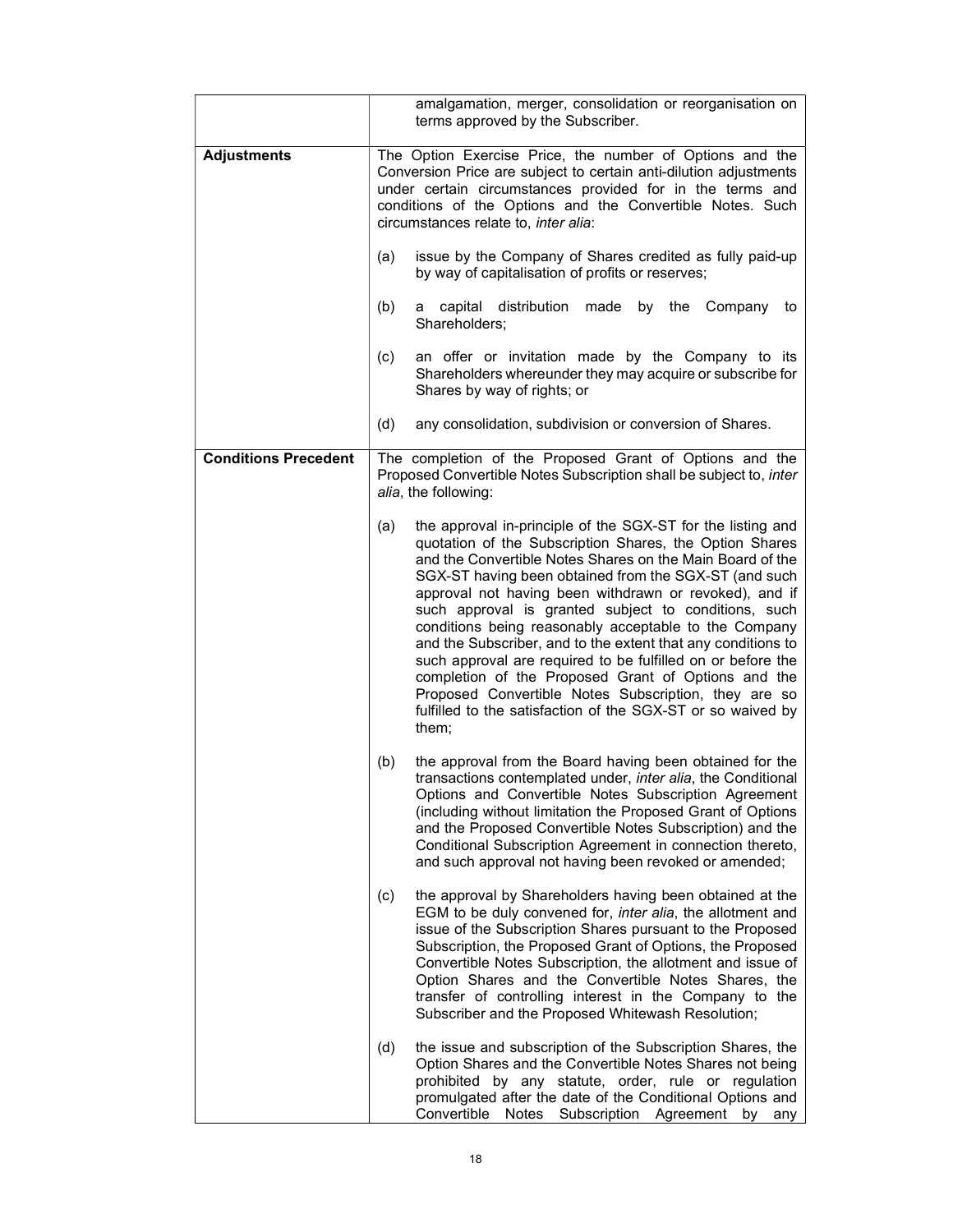| | |
|---|---|
| | amalgamation, merger, consolidation or reorganisation on terms approved by the Subscriber. |
| **Adjustments** | The Option Exercise Price, the number of Options and the Conversion Price are subject to certain anti-dilution adjustments under certain circumstances provided for in the terms and conditions of the Options and the Convertible Notes. Such circumstances relate to, *inter alia*:<br><br>(a) issue by the Company of Shares credited as fully paid-up by way of capitalisation of profits or reserves;<br><br>(b) a capital distribution made by the Company to Shareholders;<br><br>(c) an offer or invitation made by the Company to its Shareholders whereunder they may acquire or subscribe for Shares by way of rights; or<br><br>(d) any consolidation, subdivision or conversion of Shares. |
| **Conditions Precedent** | The completion of the Proposed Grant of Options and the Proposed Convertible Notes Subscription shall be subject to, *inter alia*, the following:<br><br>(a) the approval in-principle of the SGX-ST for the listing and quotation of the Subscription Shares, the Option Shares and the Convertible Notes Shares on the Main Board of the SGX-ST having been obtained from the SGX-ST (and such approval not having been withdrawn or revoked), and if such approval is granted subject to conditions, such conditions being reasonably acceptable to the Company and the Subscriber, and to the extent that any conditions to such approval are required to be fulfilled on or before the completion of the Proposed Grant of Options and the Proposed Convertible Notes Subscription, they are so fulfilled to the satisfaction of the SGX-ST or so waived by them;<br><br>(b) the approval from the Board having been obtained for the transactions contemplated under, *inter alia*, the Conditional Options and Convertible Notes Subscription Agreement (including without limitation the Proposed Grant of Options and the Proposed Convertible Notes Subscription) and the Conditional Subscription Agreement in connection thereto, and such approval not having been revoked or amended;<br><br>(c) the approval by Shareholders having been obtained at the EGM to be duly convened for, *inter alia*, the allotment and issue of the Subscription Shares pursuant to the Proposed Subscription, the Proposed Grant of Options, the Proposed Convertible Notes Subscription, the allotment and issue of Option Shares and the Convertible Notes Shares, the transfer of controlling interest in the Company to the Subscriber and the Proposed Whitewash Resolution;<br><br>(d) the issue and subscription of the Subscription Shares, the Option Shares and the Convertible Notes Shares not being prohibited by any statute, order, rule or regulation promulgated after the date of the Conditional Options and Convertible Notes Subscription Agreement by any |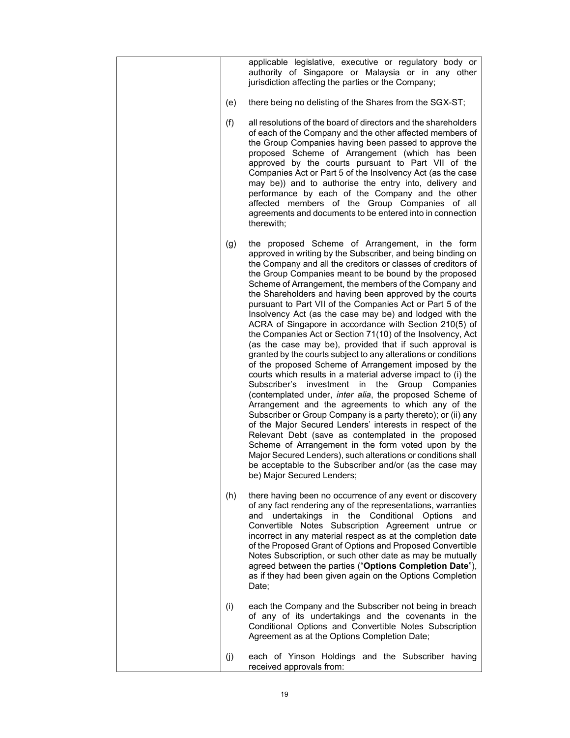| | |
|---|---|
| | applicable legislative, executive or regulatory body or authority of Singapore or Malaysia or in any other jurisdiction affecting the parties or the Company;<br><br>(e) there being no delisting of the Shares from the SGX-ST;<br><br>(f) all resolutions of the board of directors and the shareholders of each of the Company and the other affected members of the Group Companies having been passed to approve the proposed Scheme of Arrangement (which has been approved by the courts pursuant to Part VII of the Companies Act or Part 5 of the Insolvency Act (as the case may be)) and to authorise the entry into, delivery and performance by each of the Company and the other affected members of the Group Companies of all agreements and documents to be entered into in connection therewith;<br><br>(g) the proposed Scheme of Arrangement, in the form approved in writing by the Subscriber, and being binding on the Company and all the creditors or classes of creditors of the Group Companies meant to be bound by the proposed Scheme of Arrangement, the members of the Company and the Shareholders and having been approved by the courts pursuant to Part VII of the Companies Act or Part 5 of the Insolvency Act (as the case may be) and lodged with the ACRA of Singapore in accordance with Section 210(5) of the Companies Act or Section 71(10) of the Insolvency, Act (as the case may be), provided that if such approval is granted by the courts subject to any alterations or conditions of the proposed Scheme of Arrangement imposed by the courts which results in a material adverse impact to (i) the Subscriber's investment in the Group Companies (contemplated under, *inter alia*, the proposed Scheme of Arrangement and the agreements to which any of the Subscriber or Group Company is a party thereto); or (ii) any of the Major Secured Lenders' interests in respect of the Relevant Debt (save as contemplated in the proposed Scheme of Arrangement in the form voted upon by the Major Secured Lenders), such alterations or conditions shall be acceptable to the Subscriber and/or (as the case may be) Major Secured Lenders;<br><br>(h) there having been no occurrence of any event or discovery of any fact rendering any of the representations, warranties and undertakings in the Conditional Options and Convertible Notes Subscription Agreement untrue or incorrect in any material respect as at the completion date of the Proposed Grant of Options and Proposed Convertible Notes Subscription, or such other date as may be mutually agreed between the parties ("**Options Completion Date**"), as if they had been given again on the Options Completion Date;<br><br>(i) each the Company and the Subscriber not being in breach of any of its undertakings and the covenants in the Conditional Options and Convertible Notes Subscription Agreement as at the Options Completion Date;<br><br>(j) each of Yinson Holdings and the Subscriber having received approvals from: |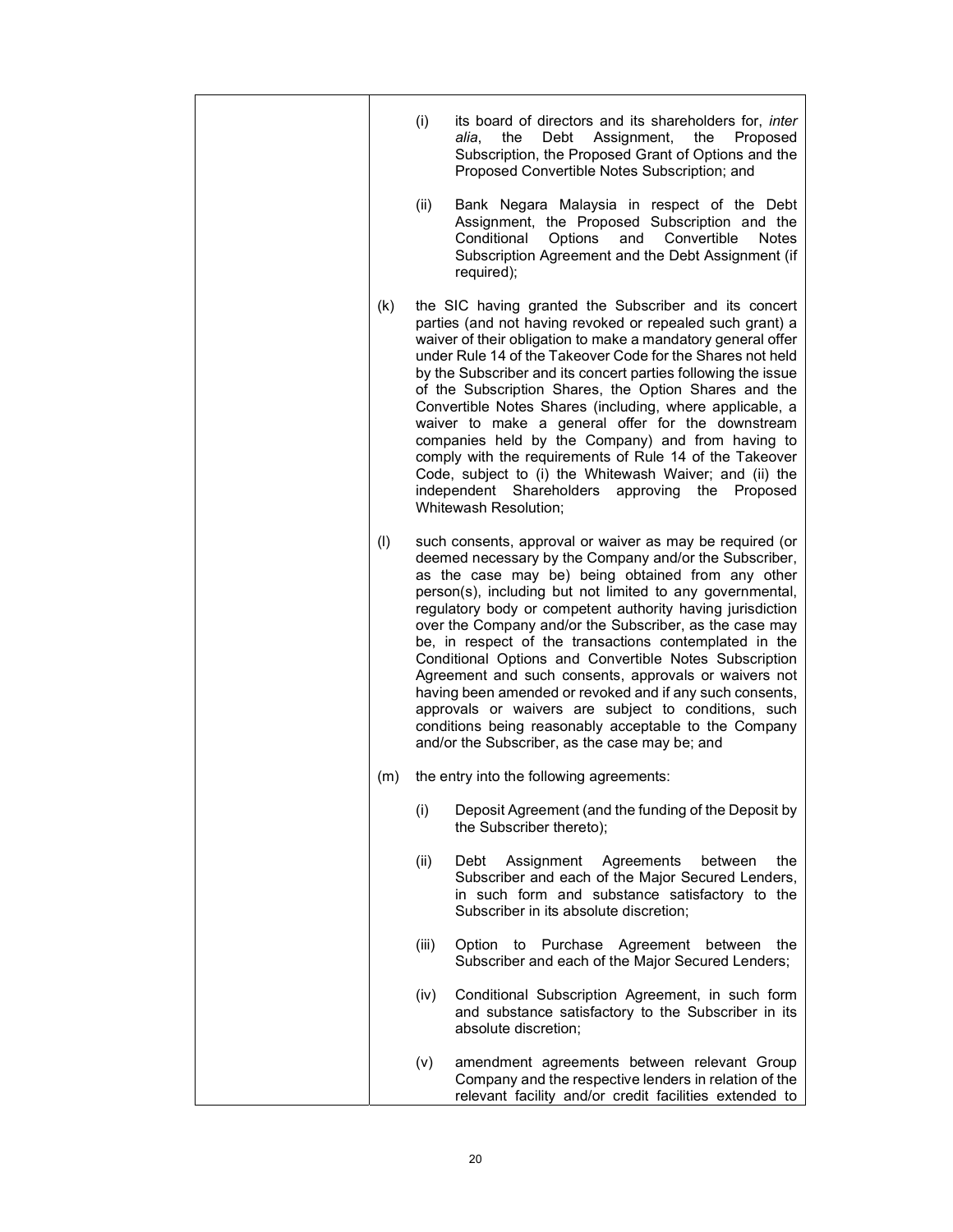|   |   |
|---|---|
|   | (i) its board of directors and its shareholders for, *inter alia*, the Debt Assignment, the Proposed Subscription, the Proposed Grant of Options and the Proposed Convertible Notes Subscription; and<br><br>(ii) Bank Negara Malaysia in respect of the Debt Assignment, the Proposed Subscription and the Conditional Options and Convertible Notes Subscription Agreement and the Debt Assignment (if required);<br><br>(k) the SIC having granted the Subscriber and its concert parties (and not having revoked or repealed such grant) a waiver of their obligation to make a mandatory general offer under Rule 14 of the Takeover Code for the Shares not held by the Subscriber and its concert parties following the issue of the Subscription Shares, the Option Shares and the Convertible Notes Shares (including, where applicable, a waiver to make a general offer for the downstream companies held by the Company) and from having to comply with the requirements of Rule 14 of the Takeover Code, subject to (i) the Whitewash Waiver; and (ii) the independent Shareholders approving the Proposed Whitewash Resolution;<br><br>(l) such consents, approval or waiver as may be required (or deemed necessary by the Company and/or the Subscriber, as the case may be) being obtained from any other person(s), including but not limited to any governmental, regulatory body or competent authority having jurisdiction over the Company and/or the Subscriber, as the case may be, in respect of the transactions contemplated in the Conditional Options and Convertible Notes Subscription Agreement and such consents, approvals or waivers not having been amended or revoked and if any such consents, approvals or waivers are subject to conditions, such conditions being reasonably acceptable to the Company and/or the Subscriber, as the case may be; and<br><br>(m) the entry into the following agreements:<br><br>(i) Deposit Agreement (and the funding of the Deposit by the Subscriber thereto);<br><br>(ii) Debt Assignment Agreements between the Subscriber and each of the Major Secured Lenders, in such form and substance satisfactory to the Subscriber in its absolute discretion;<br><br>(iii) Option to Purchase Agreement between the Subscriber and each of the Major Secured Lenders;<br><br>(iv) Conditional Subscription Agreement, in such form and substance satisfactory to the Subscriber in its absolute discretion;<br><br>(v) amendment agreements between relevant Group Company and the respective lenders in relation of the relevant facility and/or credit facilities extended to |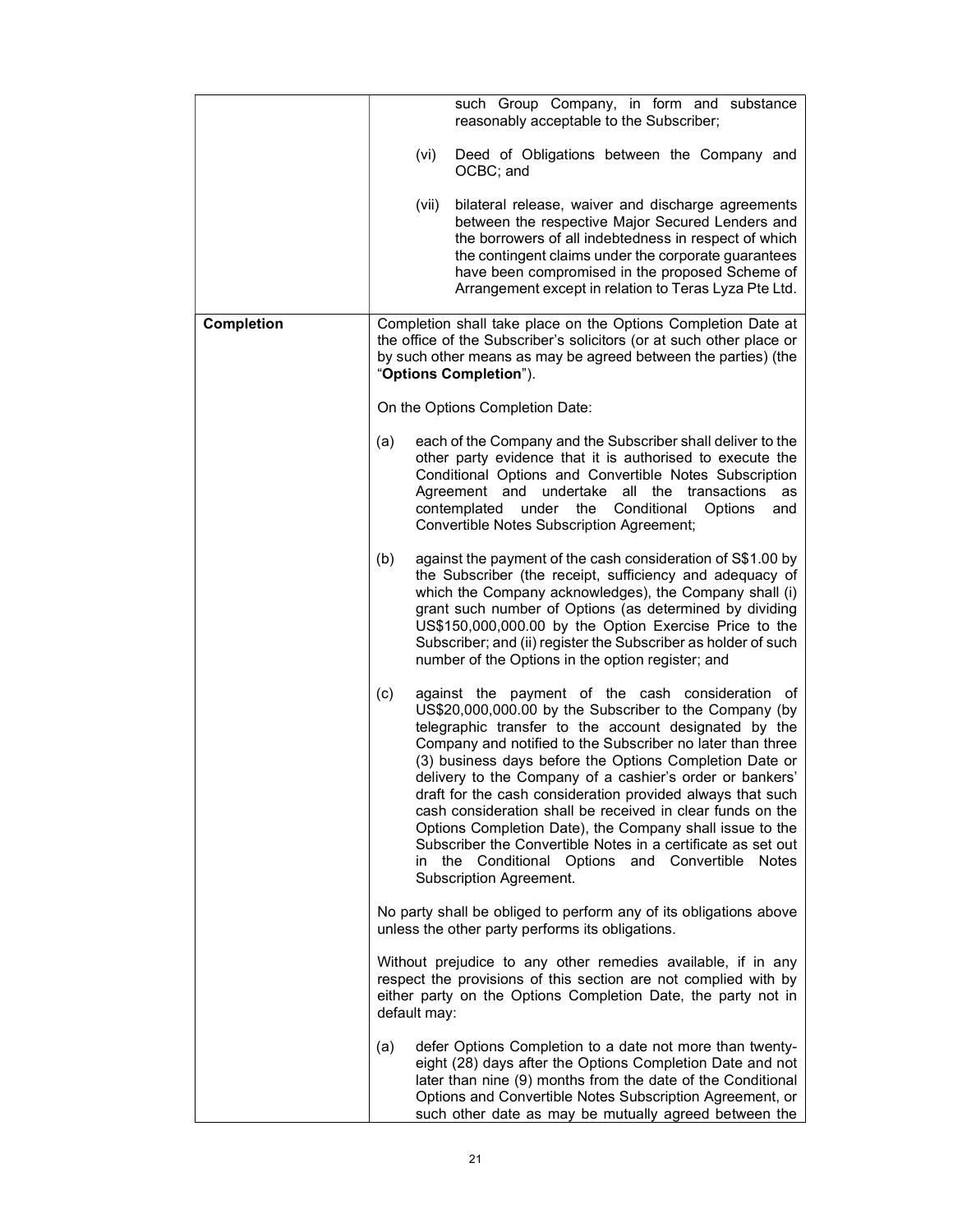| | |
|---|---|
| | such Group Company, in form and substance reasonably acceptable to the Subscriber;<br><br>(vi) Deed of Obligations between the Company and OCBC; and<br><br>(vii) bilateral release, waiver and discharge agreements between the respective Major Secured Lenders and the borrowers of all indebtedness in respect of which the contingent claims under the corporate guarantees have been compromised in the proposed Scheme of Arrangement except in relation to Teras Lyza Pte Ltd. |
| **Completion** | Completion shall take place on the Options Completion Date at the office of the Subscriber's solicitors (or at such other place or by such other means as may be agreed between the parties) (the "**Options Completion**").<br><br>On the Options Completion Date:<br><br>(a) each of the Company and the Subscriber shall deliver to the other party evidence that it is authorised to execute the Conditional Options and Convertible Notes Subscription Agreement and undertake all the transactions as contemplated under the Conditional Options and Convertible Notes Subscription Agreement;<br><br>(b) against the payment of the cash consideration of S$1.00 by the Subscriber (the receipt, sufficiency and adequacy of which the Company acknowledges), the Company shall (i) grant such number of Options (as determined by dividing US$150,000,000.00 by the Option Exercise Price to the Subscriber; and (ii) register the Subscriber as holder of such number of the Options in the option register; and<br><br>(c) against the payment of the cash consideration of US$20,000,000.00 by the Subscriber to the Company (by telegraphic transfer to the account designated by the Company and notified to the Subscriber no later than three (3) business days before the Options Completion Date or delivery to the Company of a cashier's order or bankers' draft for the cash consideration provided always that such cash consideration shall be received in clear funds on the Options Completion Date), the Company shall issue to the Subscriber the Convertible Notes in a certificate as set out in the Conditional Options and Convertible Notes Subscription Agreement.<br><br>No party shall be obliged to perform any of its obligations above unless the other party performs its obligations.<br><br>Without prejudice to any other remedies available, if in any respect the provisions of this section are not complied with by either party on the Options Completion Date, the party not in default may:<br><br>(a) defer Options Completion to a date not more than twenty-eight (28) days after the Options Completion Date and not later than nine (9) months from the date of the Conditional Options and Convertible Notes Subscription Agreement, or such other date as may be mutually agreed between the |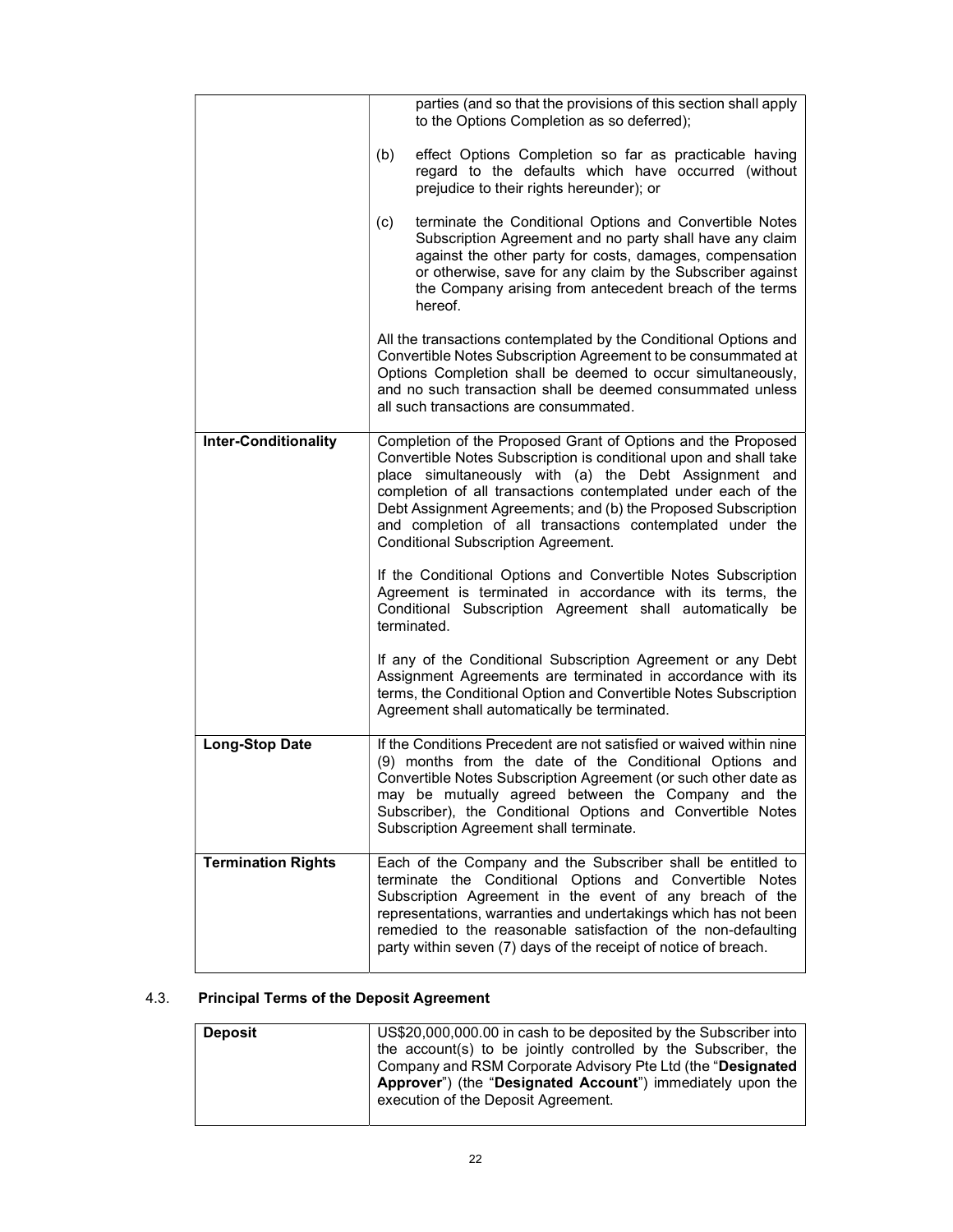| | |
|---|---|
| | parties (and so that the provisions of this section shall apply to the Options Completion as so deferred);<br><br>(b) effect Options Completion so far as practicable having regard to the defaults which have occurred (without prejudice to their rights hereunder); or<br><br>(c) terminate the Conditional Options and Convertible Notes Subscription Agreement and no party shall have any claim against the other party for costs, damages, compensation or otherwise, save for any claim by the Subscriber against the Company arising from antecedent breach of the terms hereof.<br><br>All the transactions contemplated by the Conditional Options and Convertible Notes Subscription Agreement to be consummated at Options Completion shall be deemed to occur simultaneously, and no such transaction shall be deemed consummated unless all such transactions are consummated. |
| **Inter-Conditionality** | Completion of the Proposed Grant of Options and the Proposed Convertible Notes Subscription is conditional upon and shall take place simultaneously with (a) the Debt Assignment and completion of all transactions contemplated under each of the Debt Assignment Agreements; and (b) the Proposed Subscription and completion of all transactions contemplated under the Conditional Subscription Agreement.<br><br>If the Conditional Options and Convertible Notes Subscription Agreement is terminated in accordance with its terms, the Conditional Subscription Agreement shall automatically be terminated.<br><br>If any of the Conditional Subscription Agreement or any Debt Assignment Agreements are terminated in accordance with its terms, the Conditional Option and Convertible Notes Subscription Agreement shall automatically be terminated. |
| **Long-Stop Date** | If the Conditions Precedent are not satisfied or waived within nine (9) months from the date of the Conditional Options and Convertible Notes Subscription Agreement (or such other date as may be mutually agreed between the Company and the Subscriber), the Conditional Options and Convertible Notes Subscription Agreement shall terminate. |
| **Termination Rights** | Each of the Company and the Subscriber shall be entitled to terminate the Conditional Options and Convertible Notes Subscription Agreement in the event of any breach of the representations, warranties and undertakings which has not been remedied to the reasonable satisfaction of the non-defaulting party within seven (7) days of the receipt of notice of breach. |

## 4.3. Principal Terms of the Deposit Agreement

| | |
|---|---|
| **Deposit** | US$20,000,000.00 in cash to be deposited by the Subscriber into the account(s) to be jointly controlled by the Subscriber, the Company and RSM Corporate Advisory Pte Ltd (the "**Designated Approver**") (the "**Designated Account**") immediately upon the execution of the Deposit Agreement. |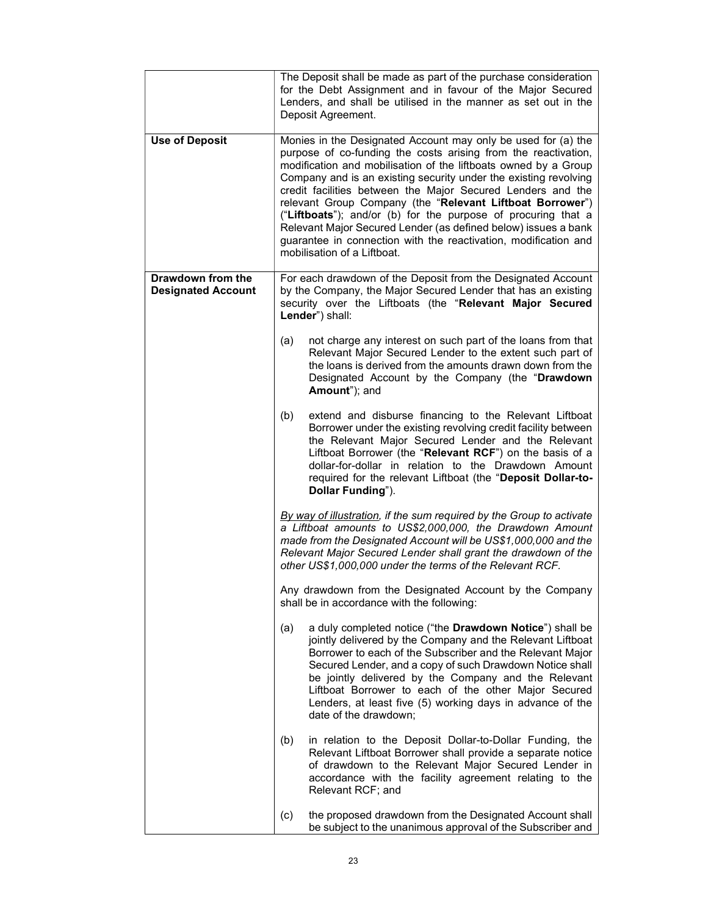| | |
|---|---|
| | The Deposit shall be made as part of the purchase consideration for the Debt Assignment and in favour of the Major Secured Lenders, and shall be utilised in the manner as set out in the Deposit Agreement. |
| **Use of Deposit** | Monies in the Designated Account may only be used for (a) the purpose of co-funding the costs arising from the reactivation, modification and mobilisation of the liftboats owned by a Group Company and is an existing security under the existing revolving credit facilities between the Major Secured Lenders and the relevant Group Company (the "**Relevant Liftboat Borrower**") ("**Liftboats**"); and/or (b) for the purpose of procuring that a Relevant Major Secured Lender (as defined below) issues a bank guarantee in connection with the reactivation, modification and mobilisation of a Liftboat. |
| **Drawdown from the Designated Account** | For each drawdown of the Deposit from the Designated Account by the Company, the Major Secured Lender that has an existing security over the Liftboats (the "**Relevant Major Secured Lender**") shall:<br><br>(a) not charge any interest on such part of the loans from that Relevant Major Secured Lender to the extent such part of the loans is derived from the amounts drawn down from the Designated Account by the Company (the "**Drawdown Amount**"); and<br><br>(b) extend and disburse financing to the Relevant Liftboat Borrower under the existing revolving credit facility between the Relevant Major Secured Lender and the Relevant Liftboat Borrower (the "**Relevant RCF**") on the basis of a dollar-for-dollar in relation to the Drawdown Amount required for the relevant Liftboat (the "**Deposit Dollar-to-Dollar Funding**").<br><br>*<u>By way of illustration</u>, if the sum required by the Group to activate a Liftboat amounts to US$2,000,000, the Drawdown Amount made from the Designated Account will be US$1,000,000 and the Relevant Major Secured Lender shall grant the drawdown of the other US$1,000,000 under the terms of the Relevant RCF.*<br><br>Any drawdown from the Designated Account by the Company shall be in accordance with the following:<br><br>(a) a duly completed notice ("the **Drawdown Notice**") shall be jointly delivered by the Company and the Relevant Liftboat Borrower to each of the Subscriber and the Relevant Major Secured Lender, and a copy of such Drawdown Notice shall be jointly delivered by the Company and the Relevant Liftboat Borrower to each of the other Major Secured Lenders, at least five (5) working days in advance of the date of the drawdown;<br><br>(b) in relation to the Deposit Dollar-to-Dollar Funding, the Relevant Liftboat Borrower shall provide a separate notice of drawdown to the Relevant Major Secured Lender in accordance with the facility agreement relating to the Relevant RCF; and<br><br>(c) the proposed drawdown from the Designated Account shall be subject to the unanimous approval of the Subscriber and |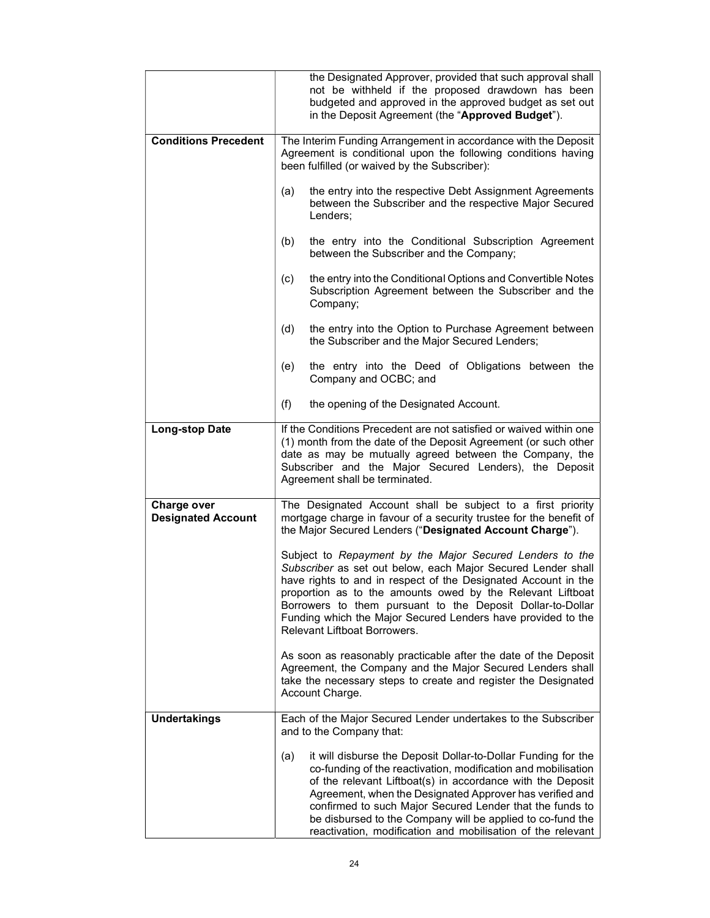| | |
|---|---|
| | the Designated Approver, provided that such approval shall not be withheld if the proposed drawdown has been budgeted and approved in the approved budget as set out in the Deposit Agreement (the "**Approved Budget**"). |
| **Conditions Precedent** | The Interim Funding Arrangement in accordance with the Deposit Agreement is conditional upon the following conditions having been fulfilled (or waived by the Subscriber):<br><br>(a) the entry into the respective Debt Assignment Agreements between the Subscriber and the respective Major Secured Lenders;<br><br>(b) the entry into the Conditional Subscription Agreement between the Subscriber and the Company;<br><br>(c) the entry into the Conditional Options and Convertible Notes Subscription Agreement between the Subscriber and the Company;<br><br>(d) the entry into the Option to Purchase Agreement between the Subscriber and the Major Secured Lenders;<br><br>(e) the entry into the Deed of Obligations between the Company and OCBC; and<br><br>(f) the opening of the Designated Account. |
| **Long-stop Date** | If the Conditions Precedent are not satisfied or waived within one (1) month from the date of the Deposit Agreement (or such other date as may be mutually agreed between the Company, the Subscriber and the Major Secured Lenders), the Deposit Agreement shall be terminated. |
| **Charge over Designated Account** | The Designated Account shall be subject to a first priority mortgage charge in favour of a security trustee for the benefit of the Major Secured Lenders ("**Designated Account Charge**").<br><br>Subject to *Repayment by the Major Secured Lenders to the Subscriber* as set out below, each Major Secured Lender shall have rights to and in respect of the Designated Account in the proportion as to the amounts owed by the Relevant Liftboat Borrowers to them pursuant to the Deposit Dollar-to-Dollar Funding which the Major Secured Lenders have provided to the Relevant Liftboat Borrowers.<br><br>As soon as reasonably practicable after the date of the Deposit Agreement, the Company and the Major Secured Lenders shall take the necessary steps to create and register the Designated Account Charge. |
| **Undertakings** | Each of the Major Secured Lender undertakes to the Subscriber and to the Company that:<br><br>(a) it will disburse the Deposit Dollar-to-Dollar Funding for the co-funding of the reactivation, modification and mobilisation of the relevant Liftboat(s) in accordance with the Deposit Agreement, when the Designated Approver has verified and confirmed to such Major Secured Lender that the funds to be disbursed to the Company will be applied to co-fund the reactivation, modification and mobilisation of the relevant |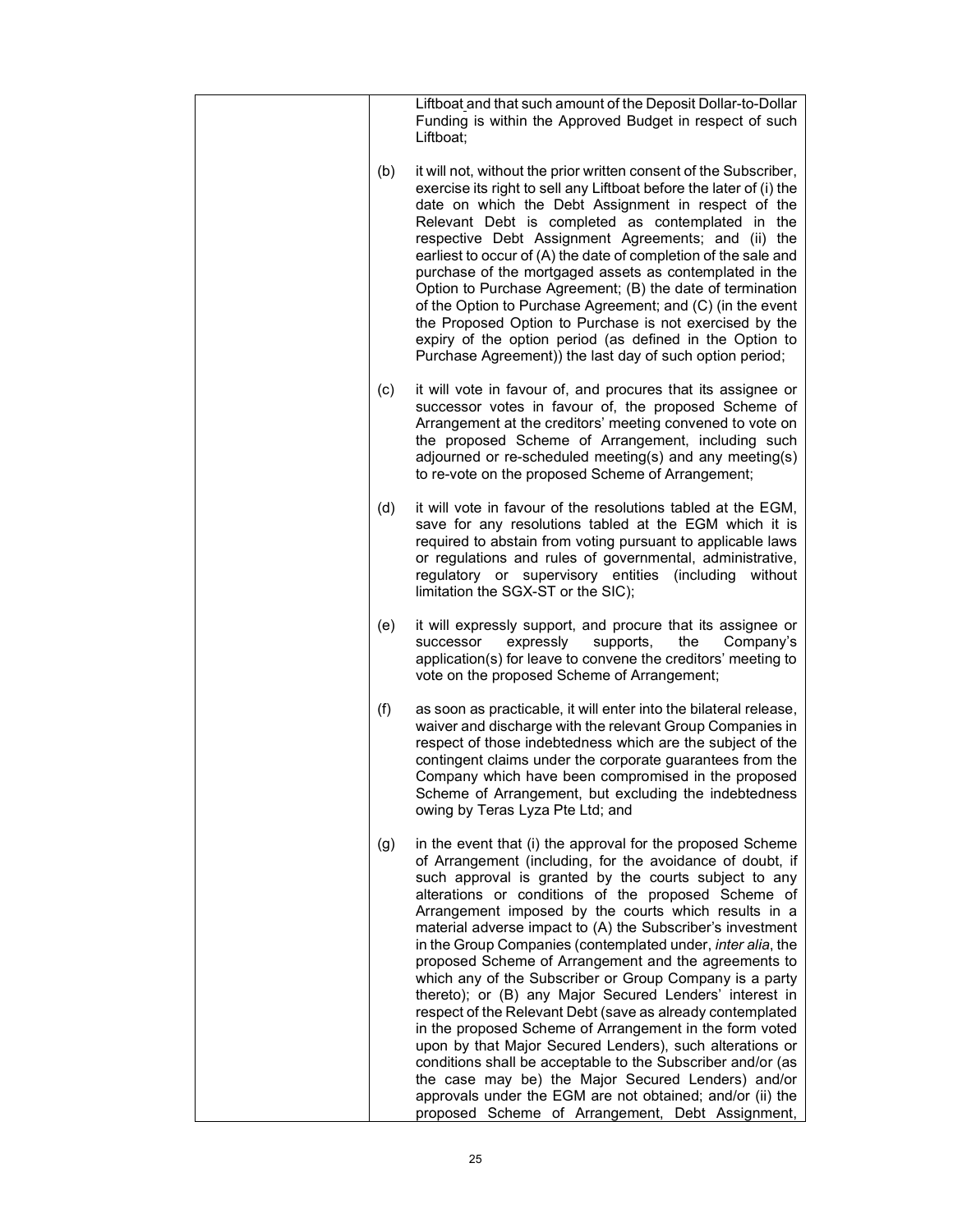| | | |
|---|---|---|
| | | Liftboat and that such amount of the Deposit Dollar-to-Dollar Funding is within the Approved Budget in respect of such Liftboat; |
| | (b) | it will not, without the prior written consent of the Subscriber, exercise its right to sell any Liftboat before the later of (i) the date on which the Debt Assignment in respect of the Relevant Debt is completed as contemplated in the respective Debt Assignment Agreements; and (ii) the earliest to occur of (A) the date of completion of the sale and purchase of the mortgaged assets as contemplated in the Option to Purchase Agreement; (B) the date of termination of the Option to Purchase Agreement; and (C) (in the event the Proposed Option to Purchase is not exercised by the expiry of the option period (as defined in the Option to Purchase Agreement)) the last day of such option period; |
| | (c) | it will vote in favour of, and procures that its assignee or successor votes in favour of, the proposed Scheme of Arrangement at the creditors' meeting convened to vote on the proposed Scheme of Arrangement, including such adjourned or re-scheduled meeting(s) and any meeting(s) to re-vote on the proposed Scheme of Arrangement; |
| | (d) | it will vote in favour of the resolutions tabled at the EGM, save for any resolutions tabled at the EGM which it is required to abstain from voting pursuant to applicable laws or regulations and rules of governmental, administrative, regulatory or supervisory entities (including without limitation the SGX-ST or the SIC); |
| | (e) | it will expressly support, and procure that its assignee or successor expressly supports, the Company's application(s) for leave to convene the creditors' meeting to vote on the proposed Scheme of Arrangement; |
| | (f) | as soon as practicable, it will enter into the bilateral release, waiver and discharge with the relevant Group Companies in respect of those indebtedness which are the subject of the contingent claims under the corporate guarantees from the Company which have been compromised in the proposed Scheme of Arrangement, but excluding the indebtedness owing by Teras Lyza Pte Ltd; and |
| | (g) | in the event that (i) the approval for the proposed Scheme of Arrangement (including, for the avoidance of doubt, if such approval is granted by the courts subject to any alterations or conditions of the proposed Scheme of Arrangement imposed by the courts which results in a material adverse impact to (A) the Subscriber's investment in the Group Companies (contemplated under, *inter alia*, the proposed Scheme of Arrangement and the agreements to which any of the Subscriber or Group Company is a party thereto); or (B) any Major Secured Lenders' interest in respect of the Relevant Debt (save as already contemplated in the proposed Scheme of Arrangement in the form voted upon by that Major Secured Lenders), such alterations or conditions shall be acceptable to the Subscriber and/or (as the case may be) the Major Secured Lenders) and/or approvals under the EGM are not obtained; and/or (ii) the proposed Scheme of Arrangement, Debt Assignment, |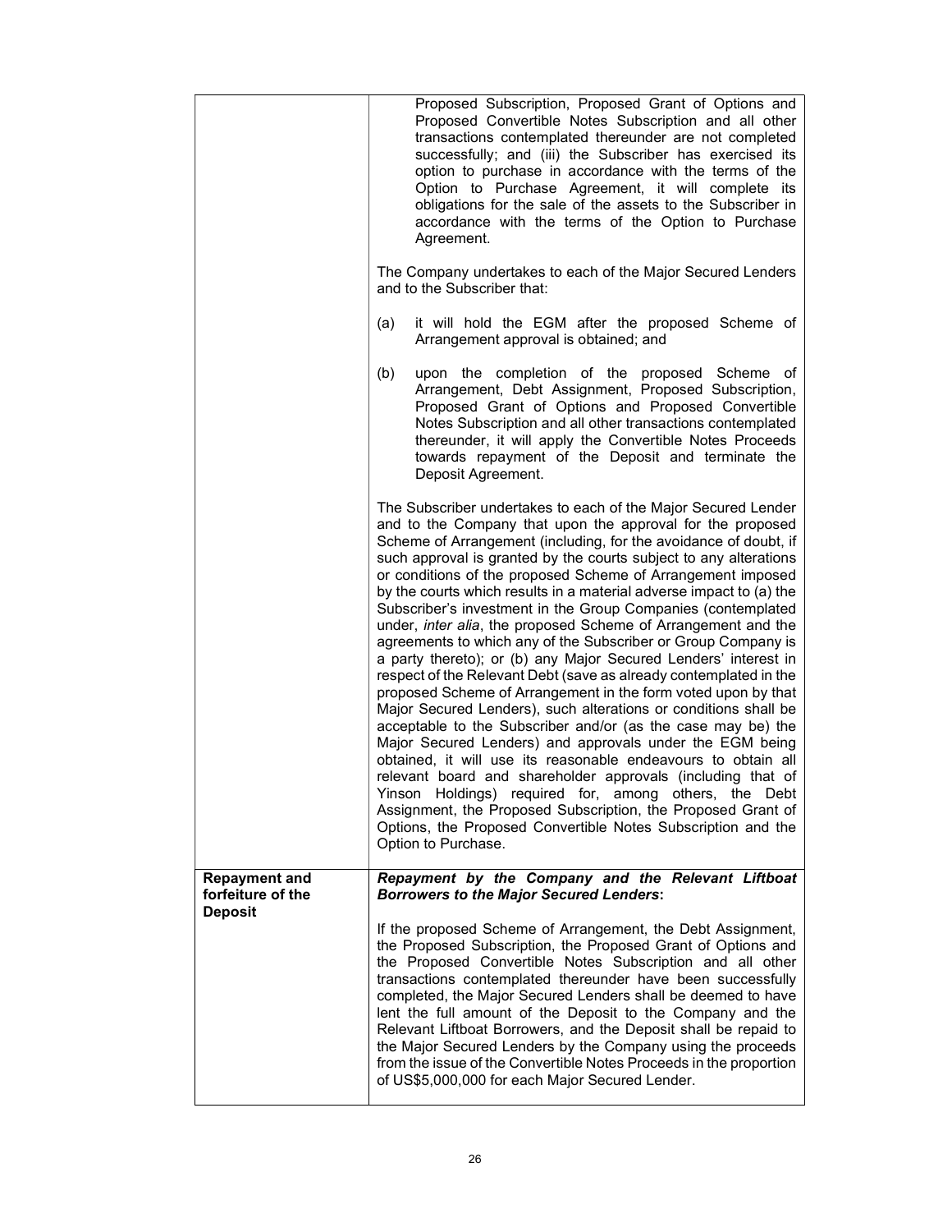| | |
|---|---|
| | Proposed Subscription, Proposed Grant of Options and Proposed Convertible Notes Subscription and all other transactions contemplated thereunder are not completed successfully; and (iii) the Subscriber has exercised its option to purchase in accordance with the terms of the Option to Purchase Agreement, it will complete its obligations for the sale of the assets to the Subscriber in accordance with the terms of the Option to Purchase Agreement.<br><br>The Company undertakes to each of the Major Secured Lenders and to the Subscriber that:<br><br>(a) it will hold the EGM after the proposed Scheme of Arrangement approval is obtained; and<br><br>(b) upon the completion of the proposed Scheme of Arrangement, Debt Assignment, Proposed Subscription, Proposed Grant of Options and Proposed Convertible Notes Subscription and all other transactions contemplated thereunder, it will apply the Convertible Notes Proceeds towards repayment of the Deposit and terminate the Deposit Agreement.<br><br>The Subscriber undertakes to each of the Major Secured Lender and to the Company that upon the approval for the proposed Scheme of Arrangement (including, for the avoidance of doubt, if such approval is granted by the courts subject to any alterations or conditions of the proposed Scheme of Arrangement imposed by the courts which results in a material adverse impact to (a) the Subscriber's investment in the Group Companies (contemplated under, *inter alia*, the proposed Scheme of Arrangement and the agreements to which any of the Subscriber or Group Company is a party thereto); or (b) any Major Secured Lenders' interest in respect of the Relevant Debt (save as already contemplated in the proposed Scheme of Arrangement in the form voted upon by that Major Secured Lenders), such alterations or conditions shall be acceptable to the Subscriber and/or (as the case may be) the Major Secured Lenders) and approvals under the EGM being obtained, it will use its reasonable endeavours to obtain all relevant board and shareholder approvals (including that of Yinson Holdings) required for, among others, the Debt Assignment, the Proposed Subscription, the Proposed Grant of Options, the Proposed Convertible Notes Subscription and the Option to Purchase. |
| **Repayment and forfeiture of the Deposit** | ***Repayment by the Company and the Relevant Liftboat Borrowers to the Major Secured Lenders*:**<br><br>If the proposed Scheme of Arrangement, the Debt Assignment, the Proposed Subscription, the Proposed Grant of Options and the Proposed Convertible Notes Subscription and all other transactions contemplated thereunder have been successfully completed, the Major Secured Lenders shall be deemed to have lent the full amount of the Deposit to the Company and the Relevant Liftboat Borrowers, and the Deposit shall be repaid to the Major Secured Lenders by the Company using the proceeds from the issue of the Convertible Notes Proceeds in the proportion of US$5,000,000 for each Major Secured Lender. |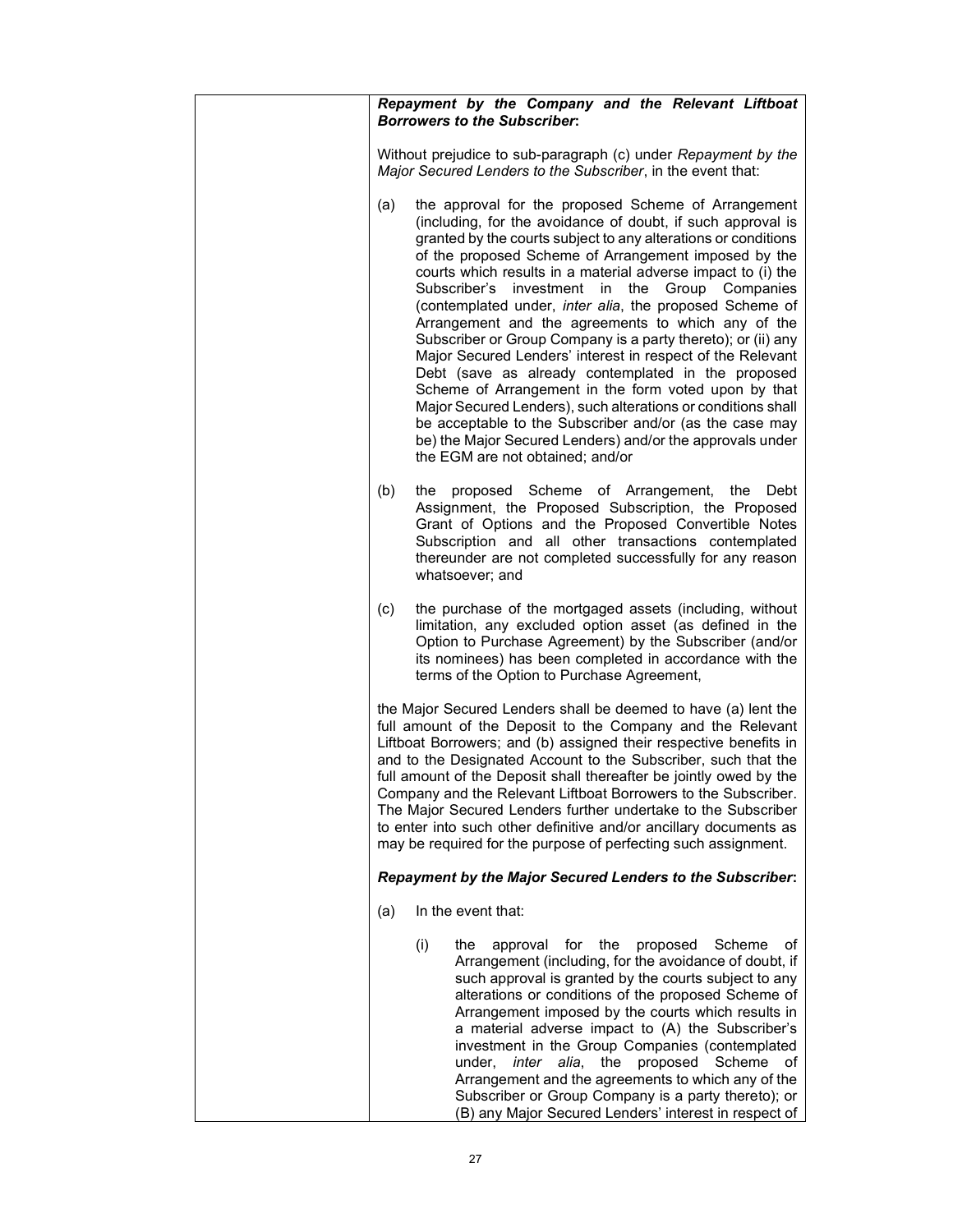***Repayment by the Company and the Relevant Liftboat Borrowers to the Subscriber*:**

Without prejudice to sub-paragraph (c) under *Repayment by the Major Secured Lenders to the Subscriber*, in the event that:

(a) the approval for the proposed Scheme of Arrangement (including, for the avoidance of doubt, if such approval is granted by the courts subject to any alterations or conditions of the proposed Scheme of Arrangement imposed by the courts which results in a material adverse impact to (i) the Subscriber's investment in the Group Companies (contemplated under, *inter alia*, the proposed Scheme of Arrangement and the agreements to which any of the Subscriber or Group Company is a party thereto); or (ii) any Major Secured Lenders' interest in respect of the Relevant Debt (save as already contemplated in the proposed Scheme of Arrangement in the form voted upon by that Major Secured Lenders), such alterations or conditions shall be acceptable to the Subscriber and/or (as the case may be) the Major Secured Lenders) and/or the approvals under the EGM are not obtained; and/or

(b) the proposed Scheme of Arrangement, the Debt Assignment, the Proposed Subscription, the Proposed Grant of Options and the Proposed Convertible Notes Subscription and all other transactions contemplated thereunder are not completed successfully for any reason whatsoever; and

(c) the purchase of the mortgaged assets (including, without limitation, any excluded option asset (as defined in the Option to Purchase Agreement) by the Subscriber (and/or its nominees) has been completed in accordance with the terms of the Option to Purchase Agreement,

the Major Secured Lenders shall be deemed to have (a) lent the full amount of the Deposit to the Company and the Relevant Liftboat Borrowers; and (b) assigned their respective benefits in and to the Designated Account to the Subscriber, such that the full amount of the Deposit shall thereafter be jointly owed by the Company and the Relevant Liftboat Borrowers to the Subscriber. The Major Secured Lenders further undertake to the Subscriber to enter into such other definitive and/or ancillary documents as may be required for the purpose of perfecting such assignment.

***Repayment by the Major Secured Lenders to the Subscriber*:**

(a) In the event that:

   (i) the approval for the proposed Scheme of Arrangement (including, for the avoidance of doubt, if such approval is granted by the courts subject to any alterations or conditions of the proposed Scheme of Arrangement imposed by the courts which results in a material adverse impact to (A) the Subscriber's investment in the Group Companies (contemplated under, *inter alia*, the proposed Scheme of Arrangement and the agreements to which any of the Subscriber or Group Company is a party thereto); or (B) any Major Secured Lenders' interest in respect of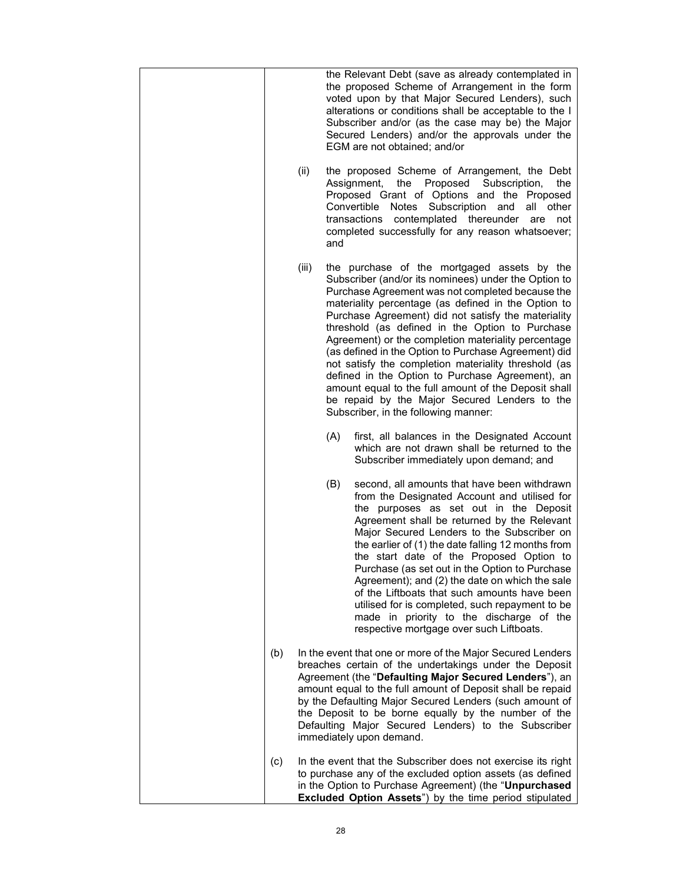| | the Relevant Debt (save as already contemplated in the proposed Scheme of Arrangement in the form voted upon by that Major Secured Lenders), such alterations or conditions shall be acceptable to the I Subscriber and/or (as the case may be) the Major Secured Lenders) and/or the approvals under the EGM are not obtained; and/or<br><br>(ii) the proposed Scheme of Arrangement, the Debt Assignment, the Proposed Subscription, the Proposed Grant of Options and the Proposed Convertible Notes Subscription and all other transactions contemplated thereunder are not completed successfully for any reason whatsoever; and<br><br>(iii) the purchase of the mortgaged assets by the Subscriber (and/or its nominees) under the Option to Purchase Agreement was not completed because the materiality percentage (as defined in the Option to Purchase Agreement) did not satisfy the materiality threshold (as defined in the Option to Purchase Agreement) or the completion materiality percentage (as defined in the Option to Purchase Agreement) did not satisfy the completion materiality threshold (as defined in the Option to Purchase Agreement), an amount equal to the full amount of the Deposit shall be repaid by the Major Secured Lenders to the Subscriber, in the following manner:<br><br>(A) first, all balances in the Designated Account which are not drawn shall be returned to the Subscriber immediately upon demand; and<br><br>(B) second, all amounts that have been withdrawn from the Designated Account and utilised for the purposes as set out in the Deposit Agreement shall be returned by the Relevant Major Secured Lenders to the Subscriber on the earlier of (1) the date falling 12 months from the start date of the Proposed Option to Purchase (as set out in the Option to Purchase Agreement); and (2) the date on which the sale of the Liftboats that such amounts have been utilised for is completed, such repayment to be made in priority to the discharge of the respective mortgage over such Liftboats.<br><br>(b) In the event that one or more of the Major Secured Lenders breaches certain of the undertakings under the Deposit Agreement (the "**Defaulting Major Secured Lenders**"), an amount equal to the full amount of Deposit shall be repaid by the Defaulting Major Secured Lenders (such amount of the Deposit to be borne equally by the number of the Defaulting Major Secured Lenders) to the Subscriber immediately upon demand.<br><br>(c) In the event that the Subscriber does not exercise its right to purchase any of the excluded option assets (as defined in the Option to Purchase Agreement) (the "**Unpurchased Excluded Option Assets**") by the time period stipulated |
|---|---|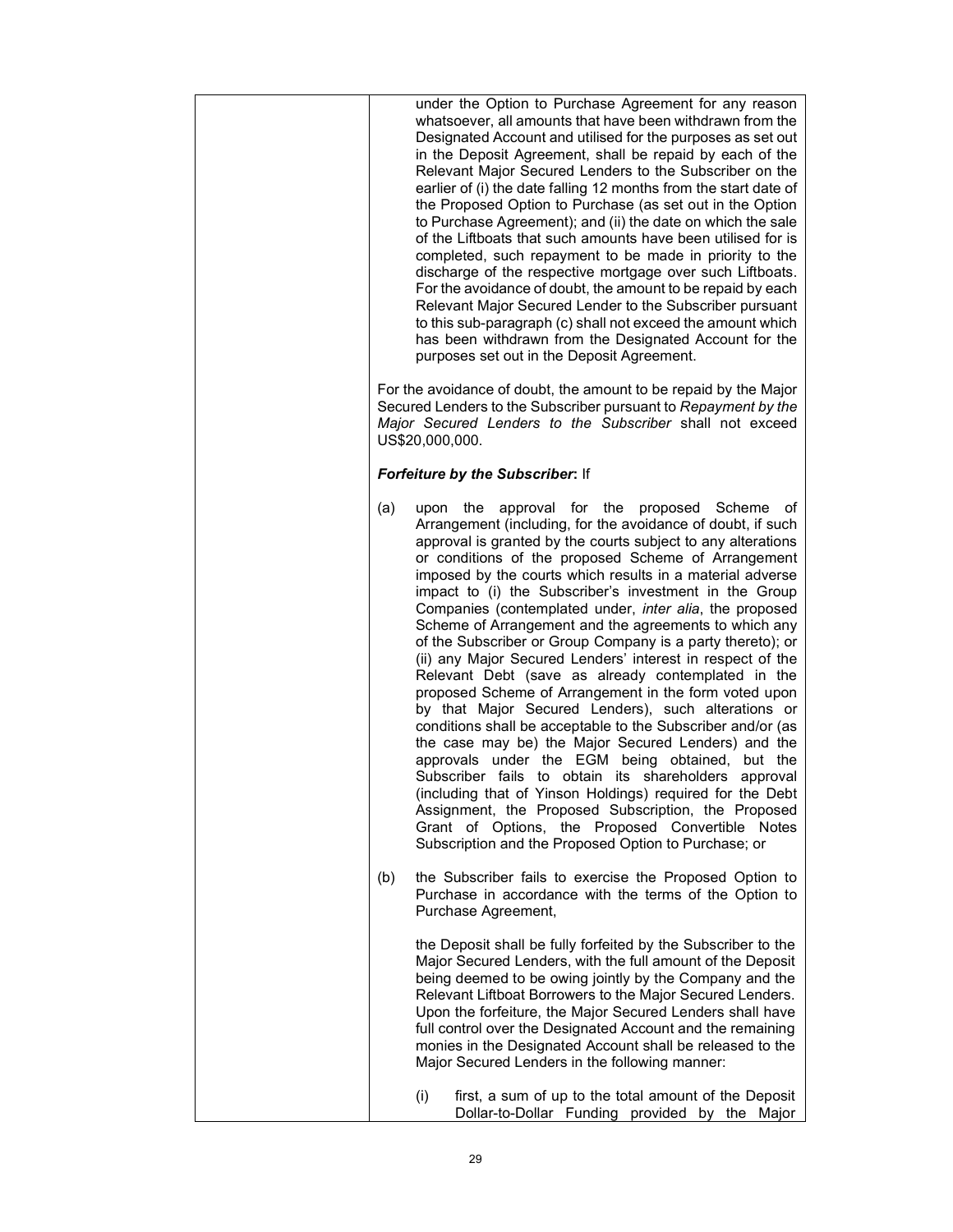| | under the Option to Purchase Agreement for any reason whatsoever, all amounts that have been withdrawn from the Designated Account and utilised for the purposes as set out in the Deposit Agreement, shall be repaid by each of the Relevant Major Secured Lenders to the Subscriber on the earlier of (i) the date falling 12 months from the start date of the Proposed Option to Purchase (as set out in the Option to Purchase Agreement); and (ii) the date on which the sale of the Liftboats that such amounts have been utilised for is completed, such repayment to be made in priority to the discharge of the respective mortgage over such Liftboats. For the avoidance of doubt, the amount to be repaid by each Relevant Major Secured Lender to the Subscriber pursuant to this sub-paragraph (c) shall not exceed the amount which has been withdrawn from the Designated Account for the purposes set out in the Deposit Agreement.<br><br>For the avoidance of doubt, the amount to be repaid by the Major Secured Lenders to the Subscriber pursuant to *Repayment by the Major Secured Lenders to the Subscriber* shall not exceed US$20,000,000.<br><br>***Forfeiture by the Subscriber*:** If<br><br>(a) upon the approval for the proposed Scheme of Arrangement (including, for the avoidance of doubt, if such approval is granted by the courts subject to any alterations or conditions of the proposed Scheme of Arrangement imposed by the courts which results in a material adverse impact to (i) the Subscriber's investment in the Group Companies (contemplated under, *inter alia*, the proposed Scheme of Arrangement and the agreements to which any of the Subscriber or Group Company is a party thereto); or (ii) any Major Secured Lenders' interest in respect of the Relevant Debt (save as already contemplated in the proposed Scheme of Arrangement in the form voted upon by that Major Secured Lenders), such alterations or conditions shall be acceptable to the Subscriber and/or (as the case may be) the Major Secured Lenders) and the approvals under the EGM being obtained, but the Subscriber fails to obtain its shareholders approval (including that of Yinson Holdings) required for the Debt Assignment, the Proposed Subscription, the Proposed Grant of Options, the Proposed Convertible Notes Subscription and the Proposed Option to Purchase; or<br><br>(b) the Subscriber fails to exercise the Proposed Option to Purchase in accordance with the terms of the Option to Purchase Agreement,<br><br>the Deposit shall be fully forfeited by the Subscriber to the Major Secured Lenders, with the full amount of the Deposit being deemed to be owing jointly by the Company and the Relevant Liftboat Borrowers to the Major Secured Lenders. Upon the forfeiture, the Major Secured Lenders shall have full control over the Designated Account and the remaining monies in the Designated Account shall be released to the Major Secured Lenders in the following manner:<br><br>(i) first, a sum of up to the total amount of the Deposit Dollar-to-Dollar Funding provided by the Major |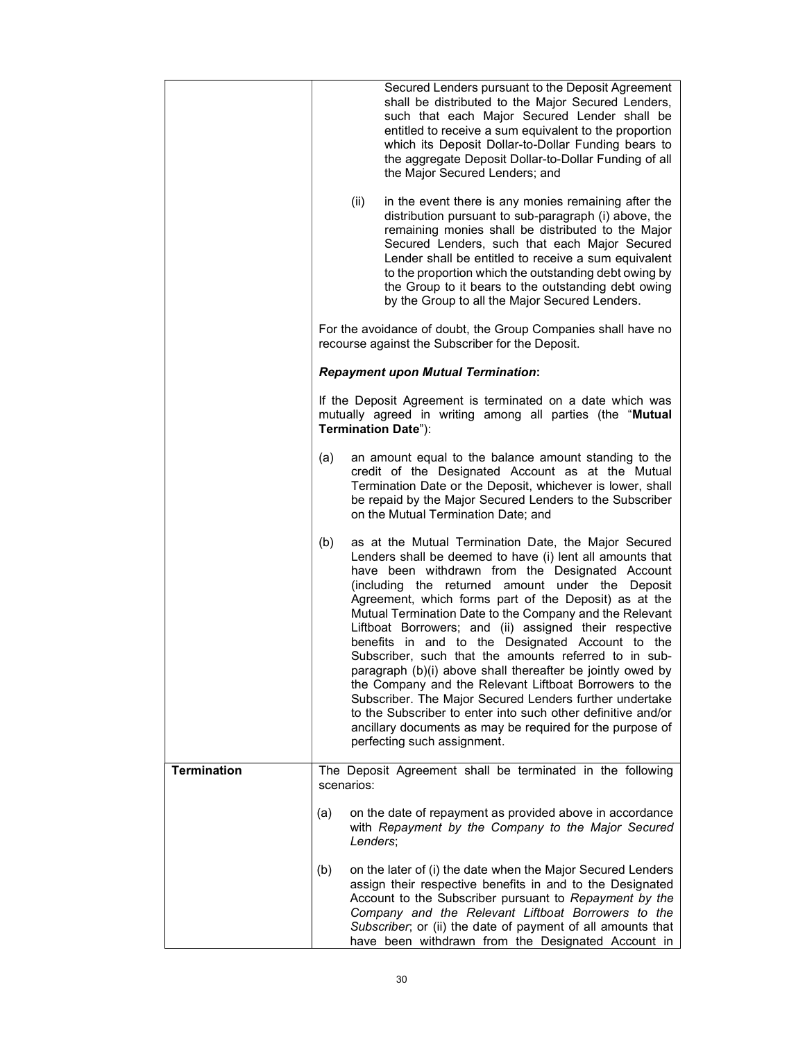| | |
|---|---|
| | Secured Lenders pursuant to the Deposit Agreement shall be distributed to the Major Secured Lenders, such that each Major Secured Lender shall be entitled to receive a sum equivalent to the proportion which its Deposit Dollar-to-Dollar Funding bears to the aggregate Deposit Dollar-to-Dollar Funding of all the Major Secured Lenders; and<br><br>(ii) in the event there is any monies remaining after the distribution pursuant to sub-paragraph (i) above, the remaining monies shall be distributed to the Major Secured Lenders, such that each Major Secured Lender shall be entitled to receive a sum equivalent to the proportion which the outstanding debt owing by the Group to it bears to the outstanding debt owing by the Group to all the Major Secured Lenders.<br><br>For the avoidance of doubt, the Group Companies shall have no recourse against the Subscriber for the Deposit.<br><br>***Repayment upon Mutual Termination*:**<br><br>If the Deposit Agreement is terminated on a date which was mutually agreed in writing among all parties (the "**Mutual Termination Date**"):<br><br>(a) an amount equal to the balance amount standing to the credit of the Designated Account as at the Mutual Termination Date or the Deposit, whichever is lower, shall be repaid by the Major Secured Lenders to the Subscriber on the Mutual Termination Date; and<br><br>(b) as at the Mutual Termination Date, the Major Secured Lenders shall be deemed to have (i) lent all amounts that have been withdrawn from the Designated Account (including the returned amount under the Deposit Agreement, which forms part of the Deposit) as at the Mutual Termination Date to the Company and the Relevant Liftboat Borrowers; and (ii) assigned their respective benefits in and to the Designated Account to the Subscriber, such that the amounts referred to in sub-paragraph (b)(i) above shall thereafter be jointly owed by the Company and the Relevant Liftboat Borrowers to the Subscriber. The Major Secured Lenders further undertake to the Subscriber to enter into such other definitive and/or ancillary documents as may be required for the purpose of perfecting such assignment. |
| **Termination** | The Deposit Agreement shall be terminated in the following scenarios:<br><br>(a) on the date of repayment as provided above in accordance with *Repayment by the Company to the Major Secured Lenders*;<br><br>(b) on the later of (i) the date when the Major Secured Lenders assign their respective benefits in and to the Designated Account to the Subscriber pursuant to *Repayment by the Company and the Relevant Liftboat Borrowers to the Subscriber*; or (ii) the date of payment of all amounts that have been withdrawn from the Designated Account in |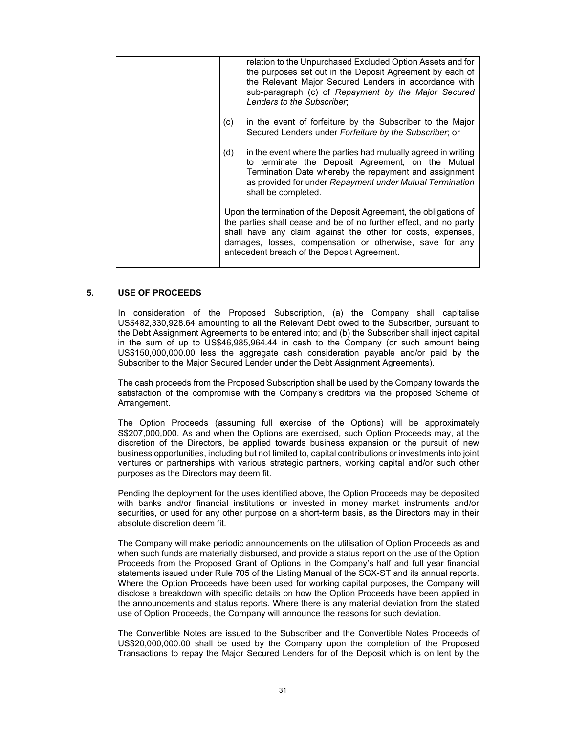| | relation to the Unpurchased Excluded Option Assets and for the purposes set out in the Deposit Agreement by each of the Relevant Major Secured Lenders in accordance with sub-paragraph (c) of *Repayment by the Major Secured Lenders to the Subscriber*;<br><br>(c) in the event of forfeiture by the Subscriber to the Major Secured Lenders under *Forfeiture by the Subscriber*; or<br><br>(d) in the event where the parties had mutually agreed in writing to terminate the Deposit Agreement, on the Mutual Termination Date whereby the repayment and assignment as provided for under *Repayment under Mutual Termination* shall be completed.<br><br>Upon the termination of the Deposit Agreement, the obligations of the parties shall cease and be of no further effect, and no party shall have any claim against the other for costs, expenses, damages, losses, compensation or otherwise, save for any antecedent breach of the Deposit Agreement. |
|---|---|

## 5. USE OF PROCEEDS

In consideration of the Proposed Subscription, (a) the Company shall capitalise US$482,330,928.64 amounting to all the Relevant Debt owed to the Subscriber, pursuant to the Debt Assignment Agreements to be entered into; and (b) the Subscriber shall inject capital in the sum of up to US$46,985,964.44 in cash to the Company (or such amount being US$150,000,000.00 less the aggregate cash consideration payable and/or paid by the Subscriber to the Major Secured Lender under the Debt Assignment Agreements).

The cash proceeds from the Proposed Subscription shall be used by the Company towards the satisfaction of the compromise with the Company's creditors via the proposed Scheme of Arrangement.

The Option Proceeds (assuming full exercise of the Options) will be approximately S$207,000,000. As and when the Options are exercised, such Option Proceeds may, at the discretion of the Directors, be applied towards business expansion or the pursuit of new business opportunities, including but not limited to, capital contributions or investments into joint ventures or partnerships with various strategic partners, working capital and/or such other purposes as the Directors may deem fit.

Pending the deployment for the uses identified above, the Option Proceeds may be deposited with banks and/or financial institutions or invested in money market instruments and/or securities, or used for any other purpose on a short-term basis, as the Directors may in their absolute discretion deem fit.

The Company will make periodic announcements on the utilisation of Option Proceeds as and when such funds are materially disbursed, and provide a status report on the use of the Option Proceeds from the Proposed Grant of Options in the Company's half and full year financial statements issued under Rule 705 of the Listing Manual of the SGX-ST and its annual reports. Where the Option Proceeds have been used for working capital purposes, the Company will disclose a breakdown with specific details on how the Option Proceeds have been applied in the announcements and status reports. Where there is any material deviation from the stated use of Option Proceeds, the Company will announce the reasons for such deviation.

The Convertible Notes are issued to the Subscriber and the Convertible Notes Proceeds of US$20,000,000.00 shall be used by the Company upon the completion of the Proposed Transactions to repay the Major Secured Lenders for of the Deposit which is on lent by the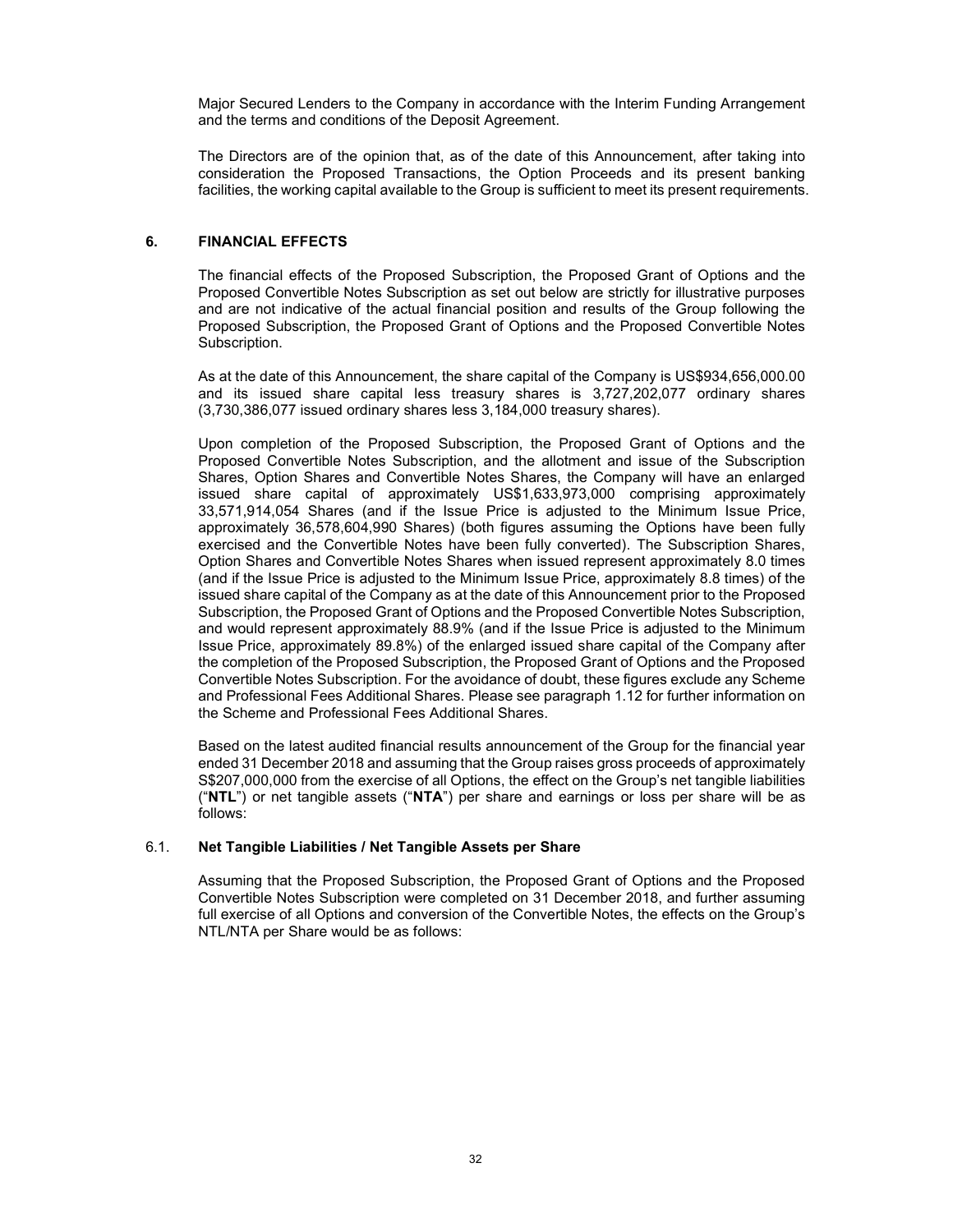Major Secured Lenders to the Company in accordance with the Interim Funding Arrangement and the terms and conditions of the Deposit Agreement.

The Directors are of the opinion that, as of the date of this Announcement, after taking into consideration the Proposed Transactions, the Option Proceeds and its present banking facilities, the working capital available to the Group is sufficient to meet its present requirements.

## 6. FINANCIAL EFFECTS

The financial effects of the Proposed Subscription, the Proposed Grant of Options and the Proposed Convertible Notes Subscription as set out below are strictly for illustrative purposes and are not indicative of the actual financial position and results of the Group following the Proposed Subscription, the Proposed Grant of Options and the Proposed Convertible Notes Subscription.

As at the date of this Announcement, the share capital of the Company is US$934,656,000.00 and its issued share capital less treasury shares is 3,727,202,077 ordinary shares (3,730,386,077 issued ordinary shares less 3,184,000 treasury shares).

Upon completion of the Proposed Subscription, the Proposed Grant of Options and the Proposed Convertible Notes Subscription, and the allotment and issue of the Subscription Shares, Option Shares and Convertible Notes Shares, the Company will have an enlarged issued share capital of approximately US$1,633,973,000 comprising approximately 33,571,914,054 Shares (and if the Issue Price is adjusted to the Minimum Issue Price, approximately 36,578,604,990 Shares) (both figures assuming the Options have been fully exercised and the Convertible Notes have been fully converted). The Subscription Shares, Option Shares and Convertible Notes Shares when issued represent approximately 8.0 times (and if the Issue Price is adjusted to the Minimum Issue Price, approximately 8.8 times) of the issued share capital of the Company as at the date of this Announcement prior to the Proposed Subscription, the Proposed Grant of Options and the Proposed Convertible Notes Subscription, and would represent approximately 88.9% (and if the Issue Price is adjusted to the Minimum Issue Price, approximately 89.8%) of the enlarged issued share capital of the Company after the completion of the Proposed Subscription, the Proposed Grant of Options and the Proposed Convertible Notes Subscription. For the avoidance of doubt, these figures exclude any Scheme and Professional Fees Additional Shares. Please see paragraph 1.12 for further information on the Scheme and Professional Fees Additional Shares.

Based on the latest audited financial results announcement of the Group for the financial year ended 31 December 2018 and assuming that the Group raises gross proceeds of approximately S$207,000,000 from the exercise of all Options, the effect on the Group's net tangible liabilities ("**NTL**") or net tangible assets ("**NTA**") per share and earnings or loss per share will be as follows:

### 6.1. Net Tangible Liabilities / Net Tangible Assets per Share

Assuming that the Proposed Subscription, the Proposed Grant of Options and the Proposed Convertible Notes Subscription were completed on 31 December 2018, and further assuming full exercise of all Options and conversion of the Convertible Notes, the effects on the Group's NTL/NTA per Share would be as follows: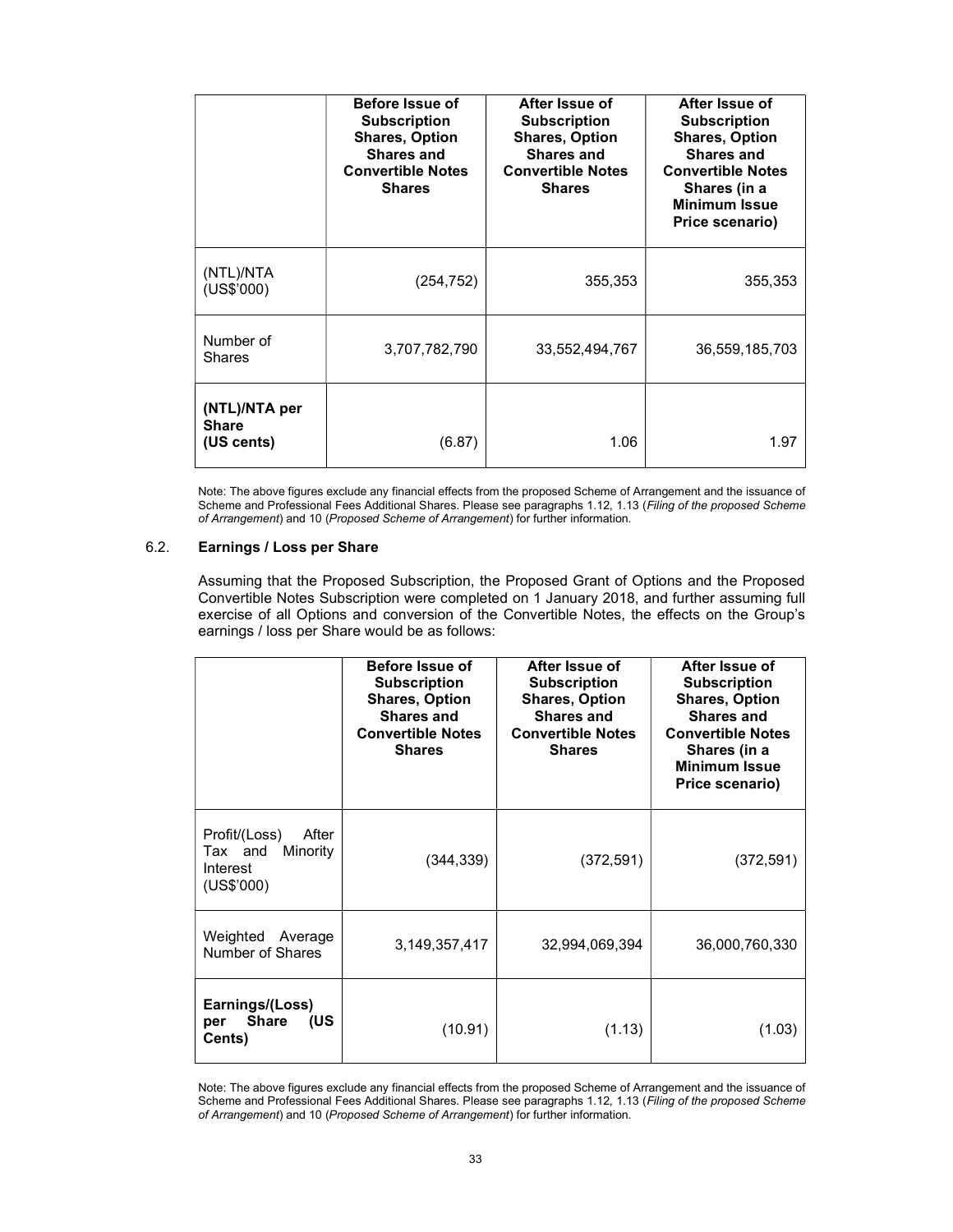| | Before Issue of Subscription Shares, Option Shares and Convertible Notes Shares | After Issue of Subscription Shares, Option Shares and Convertible Notes Shares | After Issue of Subscription Shares, Option Shares and Convertible Notes Shares (in a Minimum Issue Price scenario) |
|---|---|---|---|
| (NTL)/NTA (US$'000) | (254,752) | 355,353 | 355,353 |
| Number of Shares | 3,707,782,790 | 33,552,494,767 | 36,559,185,703 |
| **(NTL)/NTA per Share (US cents)** | (6.87) | 1.06 | 1.97 |

Note: The above figures exclude any financial effects from the proposed Scheme of Arrangement and the issuance of Scheme and Professional Fees Additional Shares. Please see paragraphs 1.12, 1.13 (*Filing of the proposed Scheme of Arrangement*) and 10 (*Proposed Scheme of Arrangement*) for further information.

### 6.2. Earnings / Loss per Share

Assuming that the Proposed Subscription, the Proposed Grant of Options and the Proposed Convertible Notes Subscription were completed on 1 January 2018, and further assuming full exercise of all Options and conversion of the Convertible Notes, the effects on the Group's earnings / loss per Share would be as follows:

| | Before Issue of Subscription Shares, Option Shares and Convertible Notes Shares | After Issue of Subscription Shares, Option Shares and Convertible Notes Shares | After Issue of Subscription Shares, Option Shares and Convertible Notes Shares (in a Minimum Issue Price scenario) |
|---|---|---|---|
| Profit/(Loss) After Tax and Minority Interest (US$'000) | (344,339) | (372,591) | (372,591) |
| Weighted Average Number of Shares | 3,149,357,417 | 32,994,069,394 | 36,000,760,330 |
| **Earnings/(Loss) per Share (US Cents)** | (10.91) | (1.13) | (1.03) |

Note: The above figures exclude any financial effects from the proposed Scheme of Arrangement and the issuance of Scheme and Professional Fees Additional Shares. Please see paragraphs 1.12, 1.13 (*Filing of the proposed Scheme of Arrangement*) and 10 (*Proposed Scheme of Arrangement*) for further information.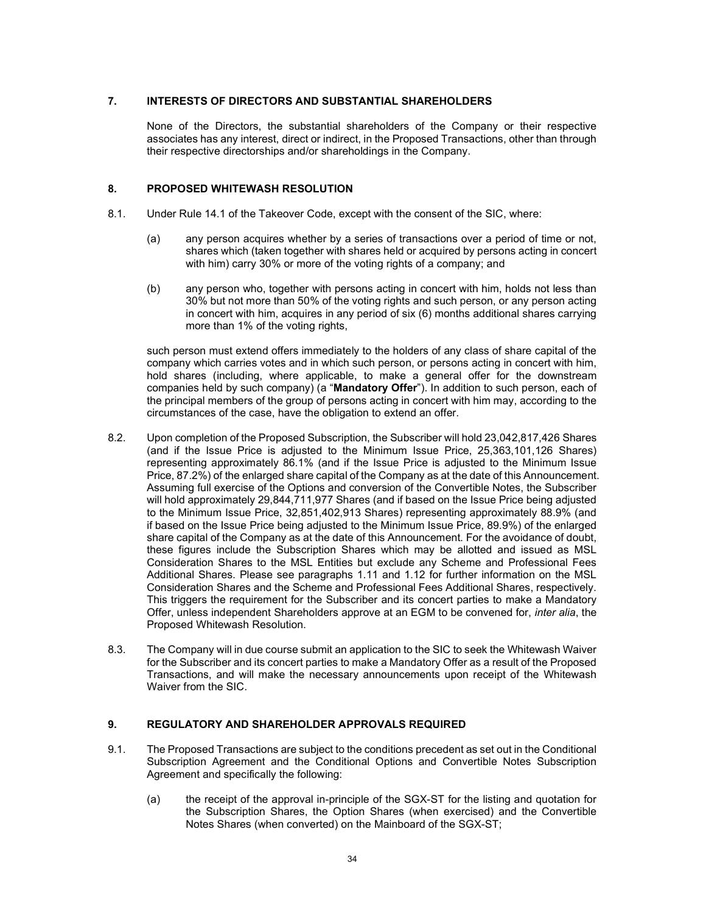## 7. INTERESTS OF DIRECTORS AND SUBSTANTIAL SHAREHOLDERS

None of the Directors, the substantial shareholders of the Company or their respective associates has any interest, direct or indirect, in the Proposed Transactions, other than through their respective directorships and/or shareholdings in the Company.

## 8. PROPOSED WHITEWASH RESOLUTION

8.1. Under Rule 14.1 of the Takeover Code, except with the consent of the SIC, where:

(a) any person acquires whether by a series of transactions over a period of time or not, shares which (taken together with shares held or acquired by persons acting in concert with him) carry 30% or more of the voting rights of a company; and

(b) any person who, together with persons acting in concert with him, holds not less than 30% but not more than 50% of the voting rights and such person, or any person acting in concert with him, acquires in any period of six (6) months additional shares carrying more than 1% of the voting rights,

such person must extend offers immediately to the holders of any class of share capital of the company which carries votes and in which such person, or persons acting in concert with him, hold shares (including, where applicable, to make a general offer for the downstream companies held by such company) (a "**Mandatory Offer**"). In addition to such person, each of the principal members of the group of persons acting in concert with him may, according to the circumstances of the case, have the obligation to extend an offer.

8.2. Upon completion of the Proposed Subscription, the Subscriber will hold 23,042,817,426 Shares (and if the Issue Price is adjusted to the Minimum Issue Price, 25,363,101,126 Shares) representing approximately 86.1% (and if the Issue Price is adjusted to the Minimum Issue Price, 87.2%) of the enlarged share capital of the Company as at the date of this Announcement. Assuming full exercise of the Options and conversion of the Convertible Notes, the Subscriber will hold approximately 29,844,711,977 Shares (and if based on the Issue Price being adjusted to the Minimum Issue Price, 32,851,402,913 Shares) representing approximately 88.9% (and if based on the Issue Price being adjusted to the Minimum Issue Price, 89.9%) of the enlarged share capital of the Company as at the date of this Announcement. For the avoidance of doubt, these figures include the Subscription Shares which may be allotted and issued as MSL Consideration Shares to the MSL Entities but exclude any Scheme and Professional Fees Additional Shares. Please see paragraphs 1.11 and 1.12 for further information on the MSL Consideration Shares and the Scheme and Professional Fees Additional Shares, respectively. This triggers the requirement for the Subscriber and its concert parties to make a Mandatory Offer, unless independent Shareholders approve at an EGM to be convened for, *inter alia*, the Proposed Whitewash Resolution.

8.3. The Company will in due course submit an application to the SIC to seek the Whitewash Waiver for the Subscriber and its concert parties to make a Mandatory Offer as a result of the Proposed Transactions, and will make the necessary announcements upon receipt of the Whitewash Waiver from the SIC.

## 9. REGULATORY AND SHAREHOLDER APPROVALS REQUIRED

9.1. The Proposed Transactions are subject to the conditions precedent as set out in the Conditional Subscription Agreement and the Conditional Options and Convertible Notes Subscription Agreement and specifically the following:

(a) the receipt of the approval in-principle of the SGX-ST for the listing and quotation for the Subscription Shares, the Option Shares (when exercised) and the Convertible Notes Shares (when converted) on the Mainboard of the SGX-ST;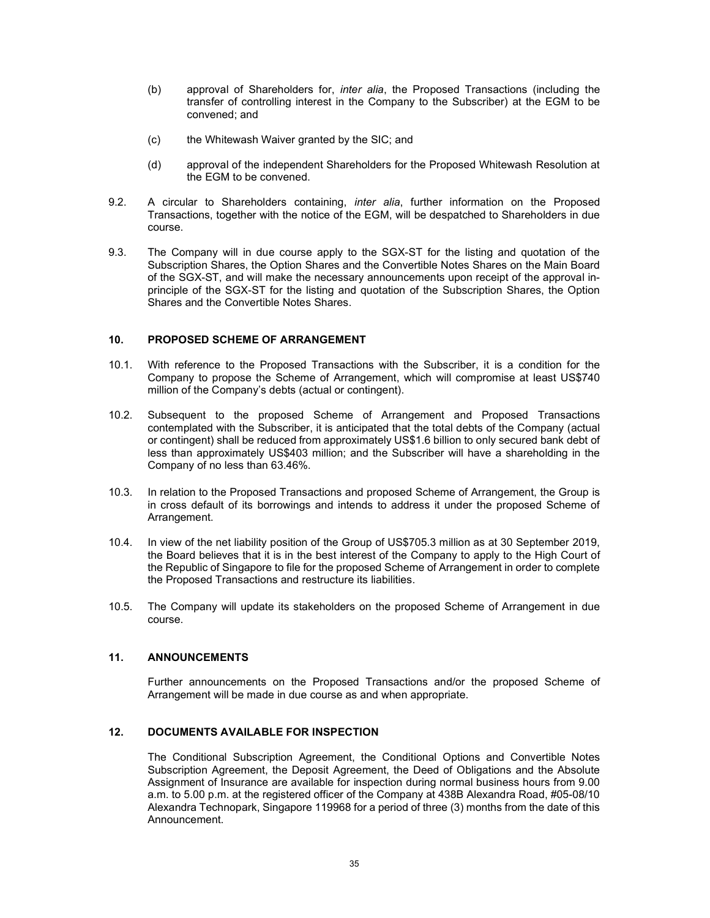(b) approval of Shareholders for, *inter alia*, the Proposed Transactions (including the transfer of controlling interest in the Company to the Subscriber) at the EGM to be convened; and

(c) the Whitewash Waiver granted by the SIC; and

(d) approval of the independent Shareholders for the Proposed Whitewash Resolution at the EGM to be convened.

9.2. A circular to Shareholders containing, *inter alia*, further information on the Proposed Transactions, together with the notice of the EGM, will be despatched to Shareholders in due course.

9.3. The Company will in due course apply to the SGX-ST for the listing and quotation of the Subscription Shares, the Option Shares and the Convertible Notes Shares on the Main Board of the SGX-ST, and will make the necessary announcements upon receipt of the approval in-principle of the SGX-ST for the listing and quotation of the Subscription Shares, the Option Shares and the Convertible Notes Shares.

## 10. PROPOSED SCHEME OF ARRANGEMENT

10.1. With reference to the Proposed Transactions with the Subscriber, it is a condition for the Company to propose the Scheme of Arrangement, which will compromise at least US$740 million of the Company's debts (actual or contingent).

10.2. Subsequent to the proposed Scheme of Arrangement and Proposed Transactions contemplated with the Subscriber, it is anticipated that the total debts of the Company (actual or contingent) shall be reduced from approximately US$1.6 billion to only secured bank debt of less than approximately US$403 million; and the Subscriber will have a shareholding in the Company of no less than 63.46%.

10.3. In relation to the Proposed Transactions and proposed Scheme of Arrangement, the Group is in cross default of its borrowings and intends to address it under the proposed Scheme of Arrangement.

10.4. In view of the net liability position of the Group of US$705.3 million as at 30 September 2019, the Board believes that it is in the best interest of the Company to apply to the High Court of the Republic of Singapore to file for the proposed Scheme of Arrangement in order to complete the Proposed Transactions and restructure its liabilities.

10.5. The Company will update its stakeholders on the proposed Scheme of Arrangement in due course.

## 11. ANNOUNCEMENTS

Further announcements on the Proposed Transactions and/or the proposed Scheme of Arrangement will be made in due course as and when appropriate.

## 12. DOCUMENTS AVAILABLE FOR INSPECTION

The Conditional Subscription Agreement, the Conditional Options and Convertible Notes Subscription Agreement, the Deposit Agreement, the Deed of Obligations and the Absolute Assignment of Insurance are available for inspection during normal business hours from 9.00 a.m. to 5.00 p.m. at the registered officer of the Company at 438B Alexandra Road, #05-08/10 Alexandra Technopark, Singapore 119968 for a period of three (3) months from the date of this Announcement.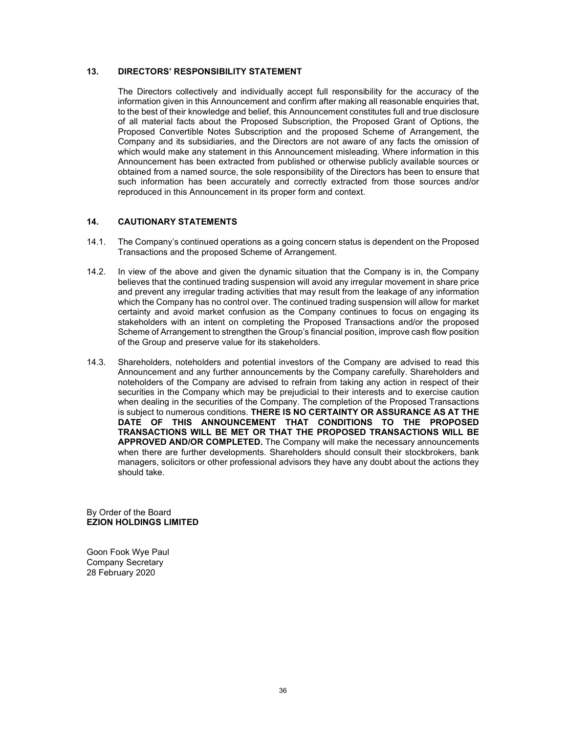## 13. DIRECTORS' RESPONSIBILITY STATEMENT

The Directors collectively and individually accept full responsibility for the accuracy of the information given in this Announcement and confirm after making all reasonable enquiries that, to the best of their knowledge and belief, this Announcement constitutes full and true disclosure of all material facts about the Proposed Subscription, the Proposed Grant of Options, the Proposed Convertible Notes Subscription and the proposed Scheme of Arrangement, the Company and its subsidiaries, and the Directors are not aware of any facts the omission of which would make any statement in this Announcement misleading. Where information in this Announcement has been extracted from published or otherwise publicly available sources or obtained from a named source, the sole responsibility of the Directors has been to ensure that such information has been accurately and correctly extracted from those sources and/or reproduced in this Announcement in its proper form and context.

## 14. CAUTIONARY STATEMENTS

14.1. The Company's continued operations as a going concern status is dependent on the Proposed Transactions and the proposed Scheme of Arrangement.

14.2. In view of the above and given the dynamic situation that the Company is in, the Company believes that the continued trading suspension will avoid any irregular movement in share price and prevent any irregular trading activities that may result from the leakage of any information which the Company has no control over. The continued trading suspension will allow for market certainty and avoid market confusion as the Company continues to focus on engaging its stakeholders with an intent on completing the Proposed Transactions and/or the proposed Scheme of Arrangement to strengthen the Group's financial position, improve cash flow position of the Group and preserve value for its stakeholders.

14.3. Shareholders, noteholders and potential investors of the Company are advised to read this Announcement and any further announcements by the Company carefully. Shareholders and noteholders of the Company are advised to refrain from taking any action in respect of their securities in the Company which may be prejudicial to their interests and to exercise caution when dealing in the securities of the Company. The completion of the Proposed Transactions is subject to numerous conditions. **THERE IS NO CERTAINTY OR ASSURANCE AS AT THE DATE OF THIS ANNOUNCEMENT THAT CONDITIONS TO THE PROPOSED TRANSACTIONS WILL BE MET OR THAT THE PROPOSED TRANSACTIONS WILL BE APPROVED AND/OR COMPLETED.** The Company will make the necessary announcements when there are further developments. Shareholders should consult their stockbrokers, bank managers, solicitors or other professional advisors they have any doubt about the actions they should take.

By Order of the Board
**EZION HOLDINGS LIMITED**

Goon Fook Wye Paul
Company Secretary
28 February 2020